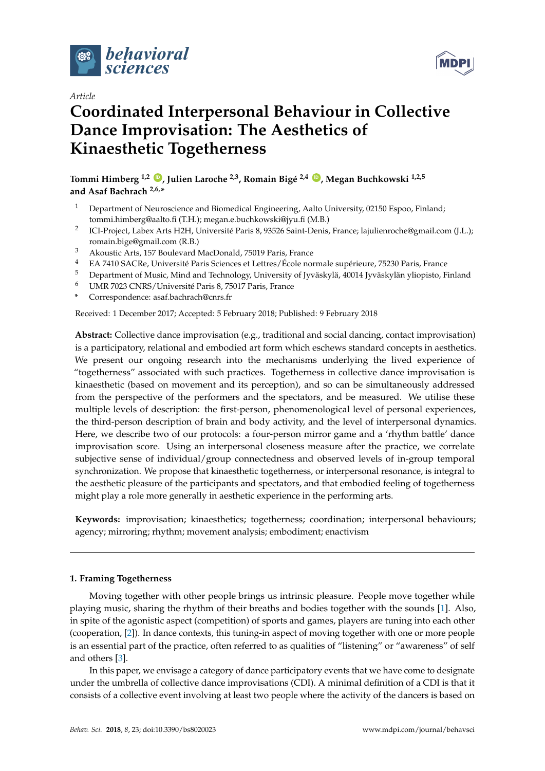*Article*

# Coordinated Interpersonal Behaviour in Collective Dance Improvisation: The Aesthetics of Kinaesthetic Togetherness

**Tommi Himberg [1,2], Julien Laroche [2,3], Romain Bigé [2,4], Megan Buchkowski [1,2,5] and Asaf Bachrach [2,6,*]**

[1] Department of Neuroscience and Biomedical Engineering, Aalto University, 02150 Espoo, Finland; tommi.himberg@aalto.fi (T.H.); megan.e.buchkowski@jyu.fi (M.B.)
[2] ICI-Project, Labex Arts H2H, Université Paris 8, 93526 Saint-Denis, France; lajulienroche@gmail.com (J.L.); romain.bige@gmail.com (R.B.)
[3] Akoustic Arts, 157 Boulevard MacDonald, 75019 Paris, France
[4] EA 7410 SACRe, Université Paris Sciences et Lettres/École normale supérieure, 75230 Paris, France
[5] Department of Music, Mind and Technology, University of Jyväskylä, 40014 Jyväskylän yliopisto, Finland
[6] UMR 7023 CNRS/Université Paris 8, 75017 Paris, France
[*] Correspondence: asaf.bachrach@cnrs.fr

Received: 1 December 2017; Accepted: 5 February 2018; Published: 9 February 2018

**Abstract:** Collective dance improvisation (e.g., traditional and social dancing, contact improvisation) is a participatory, relational and embodied art form which eschews standard concepts in aesthetics. We present our ongoing research into the mechanisms underlying the lived experience of "togetherness" associated with such practices. Togetherness in collective dance improvisation is kinaesthetic (based on movement and its perception), and so can be simultaneously addressed from the perspective of the performers and the spectators, and be measured. We utilise these multiple levels of description: the first-person, phenomenological level of personal experiences, the third-person description of brain and body activity, and the level of interpersonal dynamics. Here, we describe two of our protocols: a four-person mirror game and a 'rhythm battle' dance improvisation score. Using an interpersonal closeness measure after the practice, we correlate subjective sense of individual/group connectedness and observed levels of in-group temporal synchronization. We propose that kinaesthetic togetherness, or interpersonal resonance, is integral to the aesthetic pleasure of the participants and spectators, and that embodied feeling of togetherness might play a role more generally in aesthetic experience in the performing arts.

**Keywords:** improvisation; kinaesthetics; togetherness; coordination; interpersonal behaviours; agency; mirroring; rhythm; movement analysis; embodiment; enactivism

## 1. Framing Togetherness

Moving together with other people brings us intrinsic pleasure. People move together while playing music, sharing the rhythm of their breaths and bodies together with the sounds [1]. Also, in spite of the agonistic aspect (competition) of sports and games, players are tuning into each other (cooperation, [2]). In dance contexts, this tuning-in aspect of moving together with one or more people is an essential part of the practice, often referred to as qualities of "listening" or "awareness" of self and others [3].

In this paper, we envisage a category of dance participatory events that we have come to designate under the umbrella of collective dance improvisations (CDI). A minimal definition of a CDI is that it consists of a collective event involving at least two people where the activity of the dancers is based on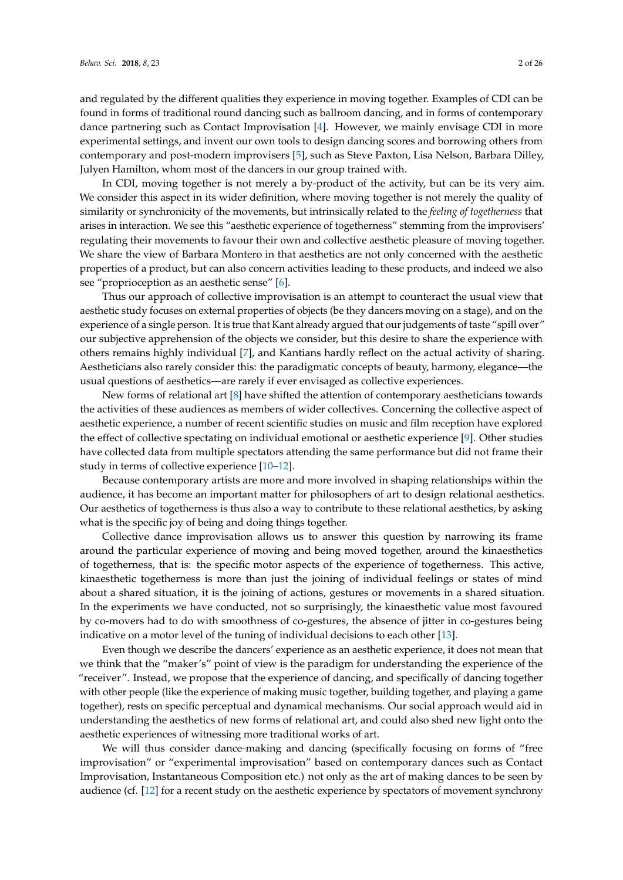and regulated by the different qualities they experience in moving together. Examples of CDI can be found in forms of traditional round dancing such as ballroom dancing, and in forms of contemporary dance partnering such as Contact Improvisation [4]. However, we mainly envisage CDI in more experimental settings, and invent our own tools to design dancing scores and borrowing others from contemporary and post-modern improvisers [5], such as Steve Paxton, Lisa Nelson, Barbara Dilley, Julyen Hamilton, whom most of the dancers in our group trained with.

In CDI, moving together is not merely a by-product of the activity, but can be its very aim. We consider this aspect in its wider definition, where moving together is not merely the quality of similarity or synchronicity of the movements, but intrinsically related to the *feeling of togetherness* that arises in interaction. We see this "aesthetic experience of togetherness" stemming from the improvisers' regulating their movements to favour their own and collective aesthetic pleasure of moving together. We share the view of Barbara Montero in that aesthetics are not only concerned with the aesthetic properties of a product, but can also concern activities leading to these products, and indeed we also see "proprioception as an aesthetic sense" [6].

Thus our approach of collective improvisation is an attempt to counteract the usual view that aesthetic study focuses on external properties of objects (be they dancers moving on a stage), and on the experience of a single person. It is true that Kant already argued that our judgements of taste "spill over" our subjective apprehension of the objects we consider, but this desire to share the experience with others remains highly individual [7], and Kantians hardly reflect on the actual activity of sharing. Aestheticians also rarely consider this: the paradigmatic concepts of beauty, harmony, elegance—the usual questions of aesthetics—are rarely if ever envisaged as collective experiences.

New forms of relational art [8] have shifted the attention of contemporary aestheticians towards the activities of these audiences as members of wider collectives. Concerning the collective aspect of aesthetic experience, a number of recent scientific studies on music and film reception have explored the effect of collective spectating on individual emotional or aesthetic experience [9]. Other studies have collected data from multiple spectators attending the same performance but did not frame their study in terms of collective experience [10–12].

Because contemporary artists are more and more involved in shaping relationships within the audience, it has become an important matter for philosophers of art to design relational aesthetics. Our aesthetics of togetherness is thus also a way to contribute to these relational aesthetics, by asking what is the specific joy of being and doing things together.

Collective dance improvisation allows us to answer this question by narrowing its frame around the particular experience of moving and being moved together, around the kinaesthetics of togetherness, that is: the specific motor aspects of the experience of togetherness. This active, kinaesthetic togetherness is more than just the joining of individual feelings or states of mind about a shared situation, it is the joining of actions, gestures or movements in a shared situation. In the experiments we have conducted, not so surprisingly, the kinaesthetic value most favoured by co-movers had to do with smoothness of co-gestures, the absence of jitter in co-gestures being indicative on a motor level of the tuning of individual decisions to each other [13].

Even though we describe the dancers' experience as an aesthetic experience, it does not mean that we think that the "maker's" point of view is the paradigm for understanding the experience of the "receiver". Instead, we propose that the experience of dancing, and specifically of dancing together with other people (like the experience of making music together, building together, and playing a game together), rests on specific perceptual and dynamical mechanisms. Our social approach would aid in understanding the aesthetics of new forms of relational art, and could also shed new light onto the aesthetic experiences of witnessing more traditional works of art.

We will thus consider dance-making and dancing (specifically focusing on forms of "free improvisation" or "experimental improvisation" based on contemporary dances such as Contact Improvisation, Instantaneous Composition etc.) not only as the art of making dances to be seen by audience (cf. [12] for a recent study on the aesthetic experience by spectators of movement synchrony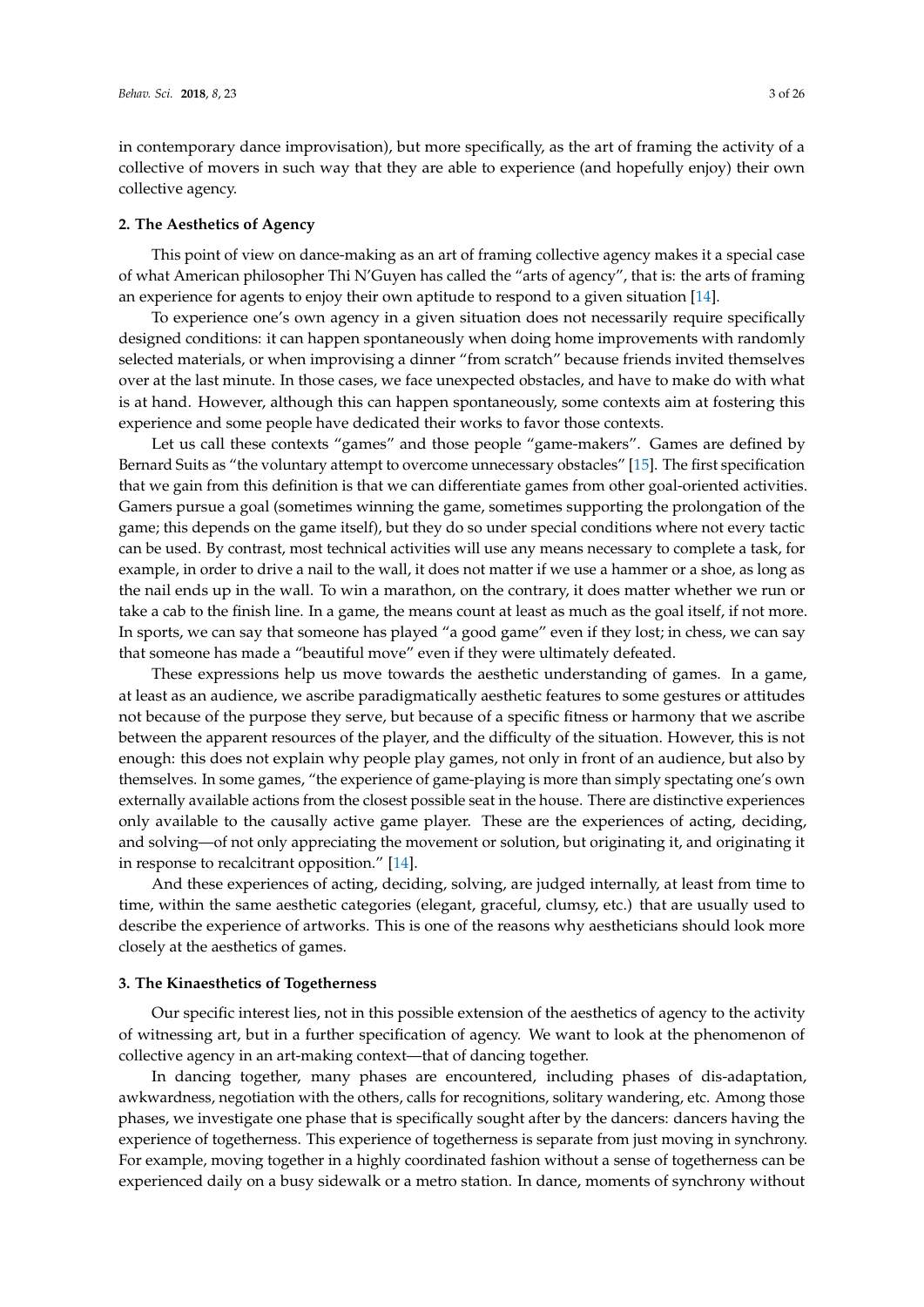in contemporary dance improvisation), but more specifically, as the art of framing the activity of a collective of movers in such way that they are able to experience (and hopefully enjoy) their own collective agency.

## 2. The Aesthetics of Agency

This point of view on dance-making as an art of framing collective agency makes it a special case of what American philosopher Thi N'Guyen has called the "arts of agency", that is: the arts of framing an experience for agents to enjoy their own aptitude to respond to a given situation [14].

To experience one's own agency in a given situation does not necessarily require specifically designed conditions: it can happen spontaneously when doing home improvements with randomly selected materials, or when improvising a dinner "from scratch" because friends invited themselves over at the last minute. In those cases, we face unexpected obstacles, and have to make do with what is at hand. However, although this can happen spontaneously, some contexts aim at fostering this experience and some people have dedicated their works to favor those contexts.

Let us call these contexts "games" and those people "game-makers". Games are defined by Bernard Suits as "the voluntary attempt to overcome unnecessary obstacles" [15]. The first specification that we gain from this definition is that we can differentiate games from other goal-oriented activities. Gamers pursue a goal (sometimes winning the game, sometimes supporting the prolongation of the game; this depends on the game itself), but they do so under special conditions where not every tactic can be used. By contrast, most technical activities will use any means necessary to complete a task, for example, in order to drive a nail to the wall, it does not matter if we use a hammer or a shoe, as long as the nail ends up in the wall. To win a marathon, on the contrary, it does matter whether we run or take a cab to the finish line. In a game, the means count at least as much as the goal itself, if not more. In sports, we can say that someone has played "a good game" even if they lost; in chess, we can say that someone has made a "beautiful move" even if they were ultimately defeated.

These expressions help us move towards the aesthetic understanding of games. In a game, at least as an audience, we ascribe paradigmatically aesthetic features to some gestures or attitudes not because of the purpose they serve, but because of a specific fitness or harmony that we ascribe between the apparent resources of the player, and the difficulty of the situation. However, this is not enough: this does not explain why people play games, not only in front of an audience, but also by themselves. In some games, "the experience of game-playing is more than simply spectating one's own externally available actions from the closest possible seat in the house. There are distinctive experiences only available to the causally active game player. These are the experiences of acting, deciding, and solving—of not only appreciating the movement or solution, but originating it, and originating it in response to recalcitrant opposition." [14].

And these experiences of acting, deciding, solving, are judged internally, at least from time to time, within the same aesthetic categories (elegant, graceful, clumsy, etc.) that are usually used to describe the experience of artworks. This is one of the reasons why aestheticians should look more closely at the aesthetics of games.

## 3. The Kinaesthetics of Togetherness

Our specific interest lies, not in this possible extension of the aesthetics of agency to the activity of witnessing art, but in a further specification of agency. We want to look at the phenomenon of collective agency in an art-making context—that of dancing together.

In dancing together, many phases are encountered, including phases of dis-adaptation, awkwardness, negotiation with the others, calls for recognitions, solitary wandering, etc. Among those phases, we investigate one phase that is specifically sought after by the dancers: dancers having the experience of togetherness. This experience of togetherness is separate from just moving in synchrony. For example, moving together in a highly coordinated fashion without a sense of togetherness can be experienced daily on a busy sidewalk or a metro station. In dance, moments of synchrony without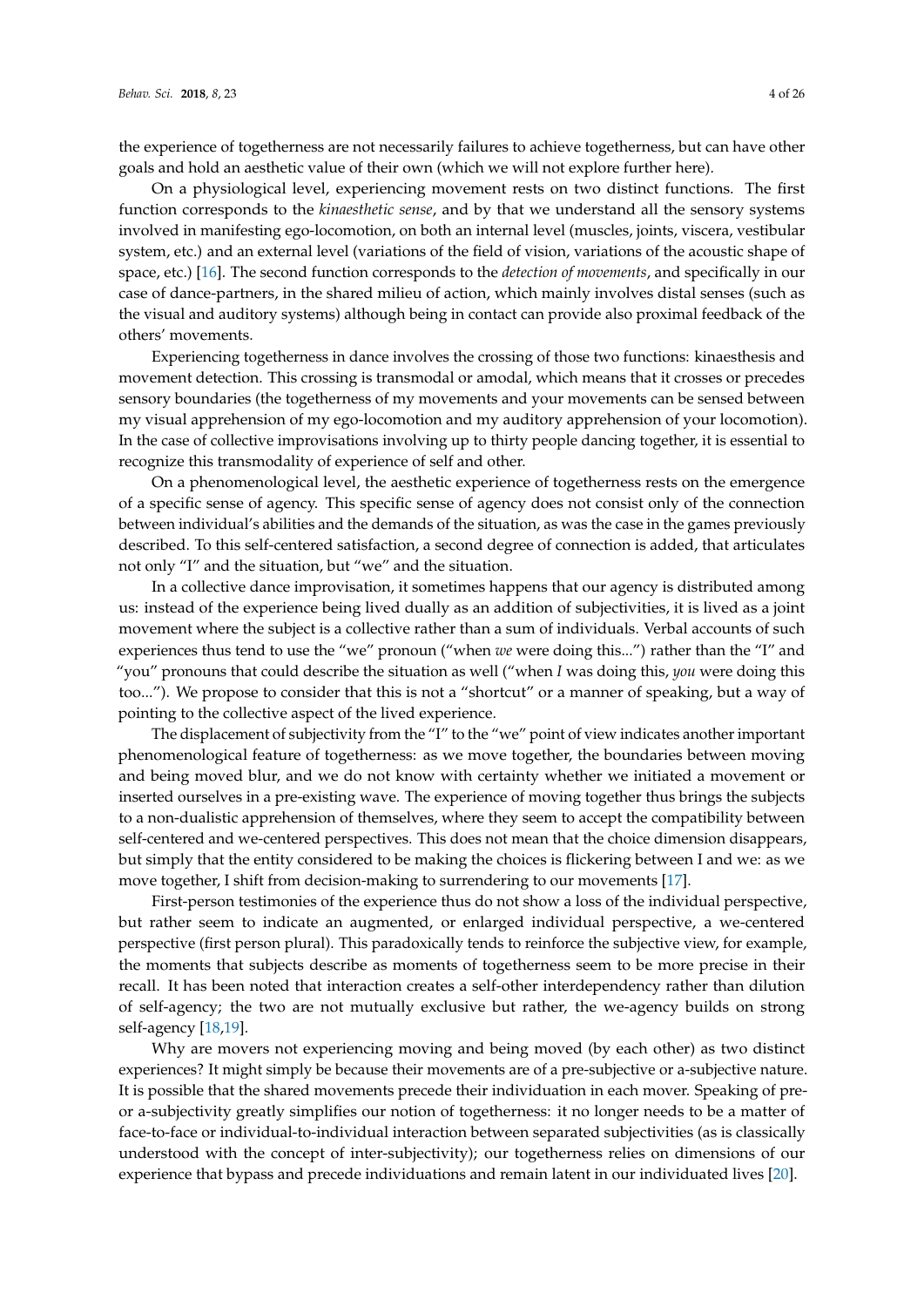the experience of togetherness are not necessarily failures to achieve togetherness, but can have other goals and hold an aesthetic value of their own (which we will not explore further here).

On a physiological level, experiencing movement rests on two distinct functions. The first function corresponds to the *kinaesthetic sense*, and by that we understand all the sensory systems involved in manifesting ego-locomotion, on both an internal level (muscles, joints, viscera, vestibular system, etc.) and an external level (variations of the field of vision, variations of the acoustic shape of space, etc.) [16]. The second function corresponds to the *detection of movements*, and specifically in our case of dance-partners, in the shared milieu of action, which mainly involves distal senses (such as the visual and auditory systems) although being in contact can provide also proximal feedback of the others' movements.

Experiencing togetherness in dance involves the crossing of those two functions: kinaesthesis and movement detection. This crossing is transmodal or amodal, which means that it crosses or precedes sensory boundaries (the togetherness of my movements and your movements can be sensed between my visual apprehension of my ego-locomotion and my auditory apprehension of your locomotion). In the case of collective improvisations involving up to thirty people dancing together, it is essential to recognize this transmodality of experience of self and other.

On a phenomenological level, the aesthetic experience of togetherness rests on the emergence of a specific sense of agency. This specific sense of agency does not consist only of the connection between individual's abilities and the demands of the situation, as was the case in the games previously described. To this self-centered satisfaction, a second degree of connection is added, that articulates not only "I" and the situation, but "we" and the situation.

In a collective dance improvisation, it sometimes happens that our agency is distributed among us: instead of the experience being lived dually as an addition of subjectivities, it is lived as a joint movement where the subject is a collective rather than a sum of individuals. Verbal accounts of such experiences thus tend to use the "we" pronoun ("when *we* were doing this...") rather than the "I" and "you" pronouns that could describe the situation as well ("when *I* was doing this, *you* were doing this too..."). We propose to consider that this is not a "shortcut" or a manner of speaking, but a way of pointing to the collective aspect of the lived experience.

The displacement of subjectivity from the "I" to the "we" point of view indicates another important phenomenological feature of togetherness: as we move together, the boundaries between moving and being moved blur, and we do not know with certainty whether we initiated a movement or inserted ourselves in a pre-existing wave. The experience of moving together thus brings the subjects to a non-dualistic apprehension of themselves, where they seem to accept the compatibility between self-centered and we-centered perspectives. This does not mean that the choice dimension disappears, but simply that the entity considered to be making the choices is flickering between I and we: as we move together, I shift from decision-making to surrendering to our movements [17].

First-person testimonies of the experience thus do not show a loss of the individual perspective, but rather seem to indicate an augmented, or enlarged individual perspective, a we-centered perspective (first person plural). This paradoxically tends to reinforce the subjective view, for example, the moments that subjects describe as moments of togetherness seem to be more precise in their recall. It has been noted that interaction creates a self-other interdependency rather than dilution of self-agency; the two are not mutually exclusive but rather, the we-agency builds on strong self-agency [18,19].

Why are movers not experiencing moving and being moved (by each other) as two distinct experiences? It might simply be because their movements are of a pre-subjective or a-subjective nature. It is possible that the shared movements precede their individuation in each mover. Speaking of pre- or a-subjectivity greatly simplifies our notion of togetherness: it no longer needs to be a matter of face-to-face or individual-to-individual interaction between separated subjectivities (as is classically understood with the concept of inter-subjectivity); our togetherness relies on dimensions of our experience that bypass and precede individuations and remain latent in our individuated lives [20].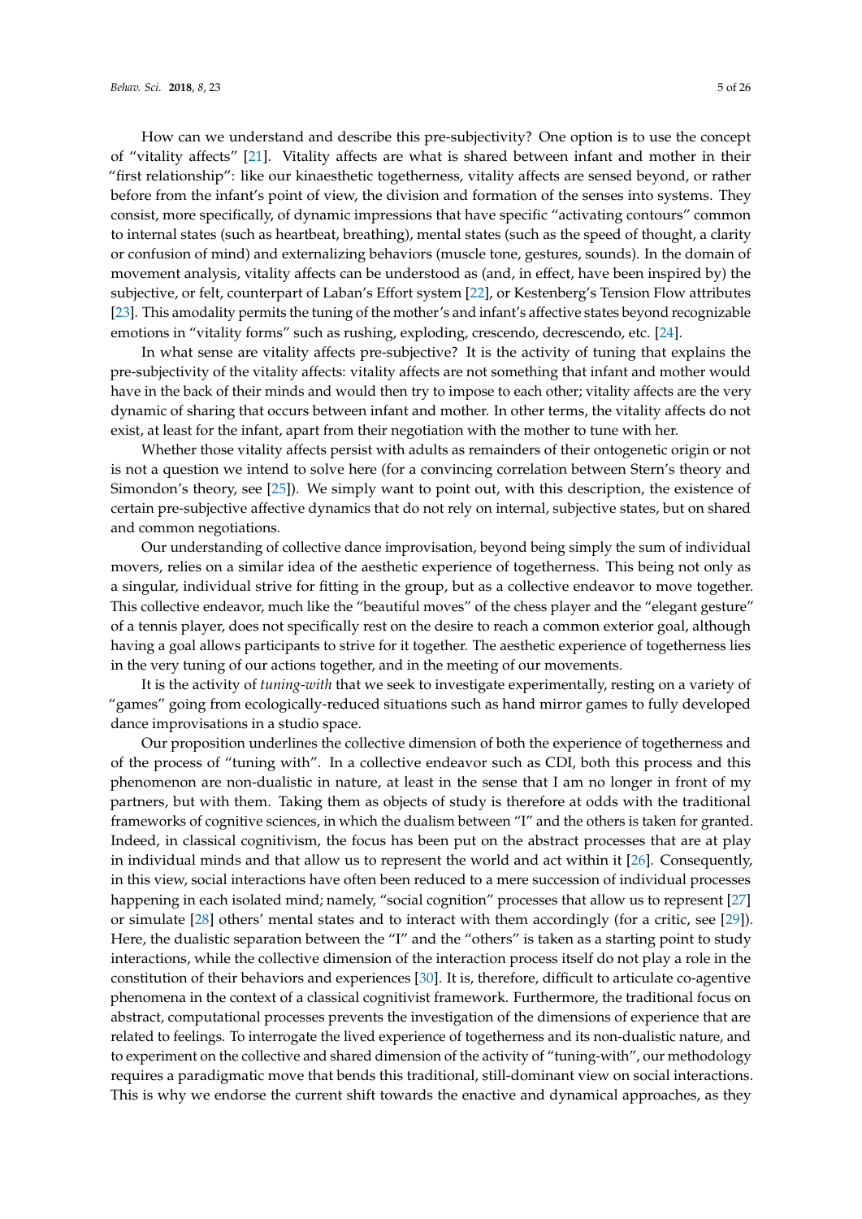How can we understand and describe this pre-subjectivity? One option is to use the concept of "vitality affects" [21]. Vitality affects are what is shared between infant and mother in their "first relationship": like our kinaesthetic togetherness, vitality affects are sensed beyond, or rather before from the infant's point of view, the division and formation of the senses into systems. They consist, more specifically, of dynamic impressions that have specific "activating contours" common to internal states (such as heartbeat, breathing), mental states (such as the speed of thought, a clarity or confusion of mind) and externalizing behaviors (muscle tone, gestures, sounds). In the domain of movement analysis, vitality affects can be understood as (and, in effect, have been inspired by) the subjective, or felt, counterpart of Laban's Effort system [22], or Kestenberg's Tension Flow attributes [23]. This amodality permits the tuning of the mother's and infant's affective states beyond recognizable emotions in "vitality forms" such as rushing, exploding, crescendo, decrescendo, etc. [24].

In what sense are vitality affects pre-subjective? It is the activity of tuning that explains the pre-subjectivity of the vitality affects: vitality affects are not something that infant and mother would have in the back of their minds and would then try to impose to each other; vitality affects are the very dynamic of sharing that occurs between infant and mother. In other terms, the vitality affects do not exist, at least for the infant, apart from their negotiation with the mother to tune with her.

Whether those vitality affects persist with adults as remainders of their ontogenetic origin or not is not a question we intend to solve here (for a convincing correlation between Stern's theory and Simondon's theory, see [25]). We simply want to point out, with this description, the existence of certain pre-subjective affective dynamics that do not rely on internal, subjective states, but on shared and common negotiations.

Our understanding of collective dance improvisation, beyond being simply the sum of individual movers, relies on a similar idea of the aesthetic experience of togetherness. This being not only as a singular, individual strive for fitting in the group, but as a collective endeavor to move together. This collective endeavor, much like the "beautiful moves" of the chess player and the "elegant gesture" of a tennis player, does not specifically rest on the desire to reach a common exterior goal, although having a goal allows participants to strive for it together. The aesthetic experience of togetherness lies in the very tuning of our actions together, and in the meeting of our movements.

It is the activity of *tuning-with* that we seek to investigate experimentally, resting on a variety of "games" going from ecologically-reduced situations such as hand mirror games to fully developed dance improvisations in a studio space.

Our proposition underlines the collective dimension of both the experience of togetherness and of the process of "tuning with". In a collective endeavor such as CDI, both this process and this phenomenon are non-dualistic in nature, at least in the sense that I am no longer in front of my partners, but with them. Taking them as objects of study is therefore at odds with the traditional frameworks of cognitive sciences, in which the dualism between "I" and the others is taken for granted. Indeed, in classical cognitivism, the focus has been put on the abstract processes that are at play in individual minds and that allow us to represent the world and act within it [26]. Consequently, in this view, social interactions have often been reduced to a mere succession of individual processes happening in each isolated mind; namely, "social cognition" processes that allow us to represent [27] or simulate [28] others' mental states and to interact with them accordingly (for a critic, see [29]). Here, the dualistic separation between the "I" and the "others" is taken as a starting point to study interactions, while the collective dimension of the interaction process itself do not play a role in the constitution of their behaviors and experiences [30]. It is, therefore, difficult to articulate co-agentive phenomena in the context of a classical cognitivist framework. Furthermore, the traditional focus on abstract, computational processes prevents the investigation of the dimensions of experience that are related to feelings. To interrogate the lived experience of togetherness and its non-dualistic nature, and to experiment on the collective and shared dimension of the activity of "tuning-with", our methodology requires a paradigmatic move that bends this traditional, still-dominant view on social interactions. This is why we endorse the current shift towards the enactive and dynamical approaches, as they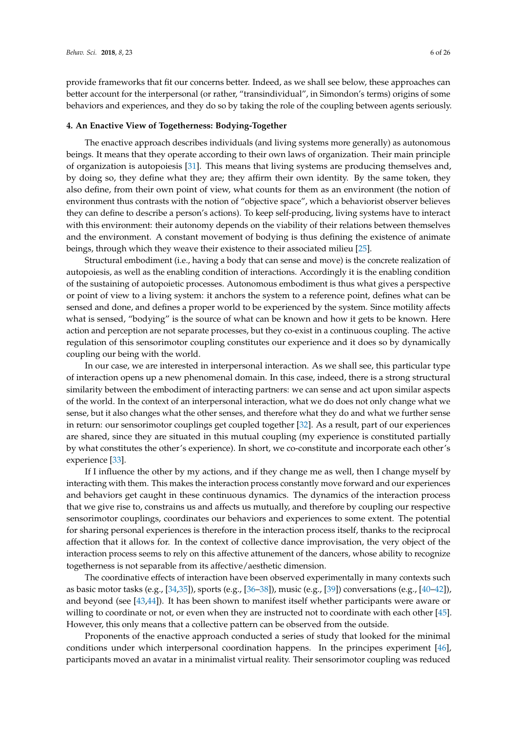provide frameworks that fit our concerns better. Indeed, as we shall see below, these approaches can better account for the interpersonal (or rather, "transindividual", in Simondon's terms) origins of some behaviors and experiences, and they do so by taking the role of the coupling between agents seriously.

## 4. An Enactive View of Togetherness: Bodying-Together

The enactive approach describes individuals (and living systems more generally) as autonomous beings. It means that they operate according to their own laws of organization. Their main principle of organization is autopoiesis [31]. This means that living systems are producing themselves and, by doing so, they define what they are; they affirm their own identity. By the same token, they also define, from their own point of view, what counts for them as an environment (the notion of environment thus contrasts with the notion of "objective space", which a behaviorist observer believes they can define to describe a person's actions). To keep self-producing, living systems have to interact with this environment: their autonomy depends on the viability of their relations between themselves and the environment. A constant movement of bodying is thus defining the existence of animate beings, through which they weave their existence to their associated milieu [25].

Structural embodiment (i.e., having a body that can sense and move) is the concrete realization of autopoiesis, as well as the enabling condition of interactions. Accordingly it is the enabling condition of the sustaining of autopoietic processes. Autonomous embodiment is thus what gives a perspective or point of view to a living system: it anchors the system to a reference point, defines what can be sensed and done, and defines a proper world to be experienced by the system. Since motility affects what is sensed, "bodying" is the source of what can be known and how it gets to be known. Here action and perception are not separate processes, but they co-exist in a continuous coupling. The active regulation of this sensorimotor coupling constitutes our experience and it does so by dynamically coupling our being with the world.

In our case, we are interested in interpersonal interaction. As we shall see, this particular type of interaction opens up a new phenomenal domain. In this case, indeed, there is a strong structural similarity between the embodiment of interacting partners: we can sense and act upon similar aspects of the world. In the context of an interpersonal interaction, what we do does not only change what we sense, but it also changes what the other senses, and therefore what they do and what we further sense in return: our sensorimotor couplings get coupled together [32]. As a result, part of our experiences are shared, since they are situated in this mutual coupling (my experience is constituted partially by what constitutes the other's experience). In short, we co-constitute and incorporate each other's experience [33].

If I influence the other by my actions, and if they change me as well, then I change myself by interacting with them. This makes the interaction process constantly move forward and our experiences and behaviors get caught in these continuous dynamics. The dynamics of the interaction process that we give rise to, constrains us and affects us mutually, and therefore by coupling our respective sensorimotor couplings, coordinates our behaviors and experiences to some extent. The potential for sharing personal experiences is therefore in the interaction process itself, thanks to the reciprocal affection that it allows for. In the context of collective dance improvisation, the very object of the interaction process seems to rely on this affective attunement of the dancers, whose ability to recognize togetherness is not separable from its affective/aesthetic dimension.

The coordinative effects of interaction have been observed experimentally in many contexts such as basic motor tasks (e.g., [34,35]), sports (e.g., [36–38]), music (e.g., [39]) conversations (e.g., [40–42]), and beyond (see [43,44]). It has been shown to manifest itself whether participants were aware or willing to coordinate or not, or even when they are instructed not to coordinate with each other [45]. However, this only means that a collective pattern can be observed from the outside.

Proponents of the enactive approach conducted a series of study that looked for the minimal conditions under which interpersonal coordination happens. In the principes experiment [46], participants moved an avatar in a minimalist virtual reality. Their sensorimotor coupling was reduced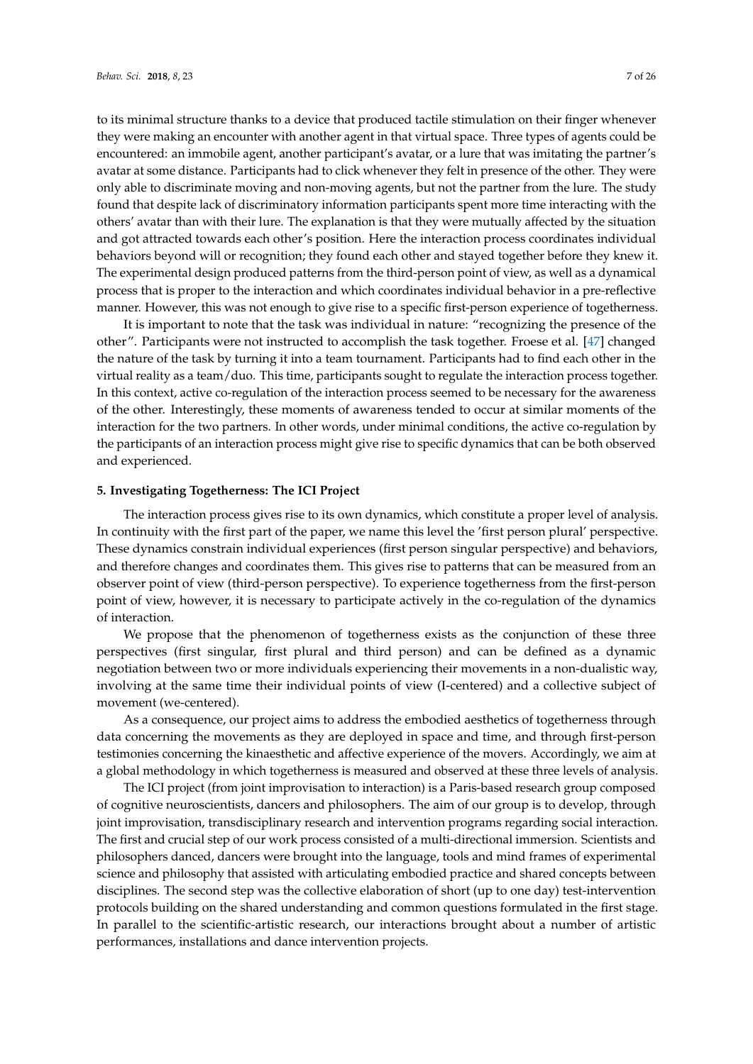to its minimal structure thanks to a device that produced tactile stimulation on their finger whenever they were making an encounter with another agent in that virtual space. Three types of agents could be encountered: an immobile agent, another participant's avatar, or a lure that was imitating the partner's avatar at some distance. Participants had to click whenever they felt in presence of the other. They were only able to discriminate moving and non-moving agents, but not the partner from the lure. The study found that despite lack of discriminatory information participants spent more time interacting with the others' avatar than with their lure. The explanation is that they were mutually affected by the situation and got attracted towards each other's position. Here the interaction process coordinates individual behaviors beyond will or recognition; they found each other and stayed together before they knew it. The experimental design produced patterns from the third-person point of view, as well as a dynamical process that is proper to the interaction and which coordinates individual behavior in a pre-reflective manner. However, this was not enough to give rise to a specific first-person experience of togetherness.

It is important to note that the task was individual in nature: "recognizing the presence of the other". Participants were not instructed to accomplish the task together. Froese et al. [47] changed the nature of the task by turning it into a team tournament. Participants had to find each other in the virtual reality as a team/duo. This time, participants sought to regulate the interaction process together. In this context, active co-regulation of the interaction process seemed to be necessary for the awareness of the other. Interestingly, these moments of awareness tended to occur at similar moments of the interaction for the two partners. In other words, under minimal conditions, the active co-regulation by the participants of an interaction process might give rise to specific dynamics that can be both observed and experienced.

## 5. Investigating Togetherness: The ICI Project

The interaction process gives rise to its own dynamics, which constitute a proper level of analysis. In continuity with the first part of the paper, we name this level the 'first person plural' perspective. These dynamics constrain individual experiences (first person singular perspective) and behaviors, and therefore changes and coordinates them. This gives rise to patterns that can be measured from an observer point of view (third-person perspective). To experience togetherness from the first-person point of view, however, it is necessary to participate actively in the co-regulation of the dynamics of interaction.

We propose that the phenomenon of togetherness exists as the conjunction of these three perspectives (first singular, first plural and third person) and can be defined as a dynamic negotiation between two or more individuals experiencing their movements in a non-dualistic way, involving at the same time their individual points of view (I-centered) and a collective subject of movement (we-centered).

As a consequence, our project aims to address the embodied aesthetics of togetherness through data concerning the movements as they are deployed in space and time, and through first-person testimonies concerning the kinaesthetic and affective experience of the movers. Accordingly, we aim at a global methodology in which togetherness is measured and observed at these three levels of analysis.

The ICI project (from joint improvisation to interaction) is a Paris-based research group composed of cognitive neuroscientists, dancers and philosophers. The aim of our group is to develop, through joint improvisation, transdisciplinary research and intervention programs regarding social interaction. The first and crucial step of our work process consisted of a multi-directional immersion. Scientists and philosophers danced, dancers were brought into the language, tools and mind frames of experimental science and philosophy that assisted with articulating embodied practice and shared concepts between disciplines. The second step was the collective elaboration of short (up to one day) test-intervention protocols building on the shared understanding and common questions formulated in the first stage. In parallel to the scientific-artistic research, our interactions brought about a number of artistic performances, installations and dance intervention projects.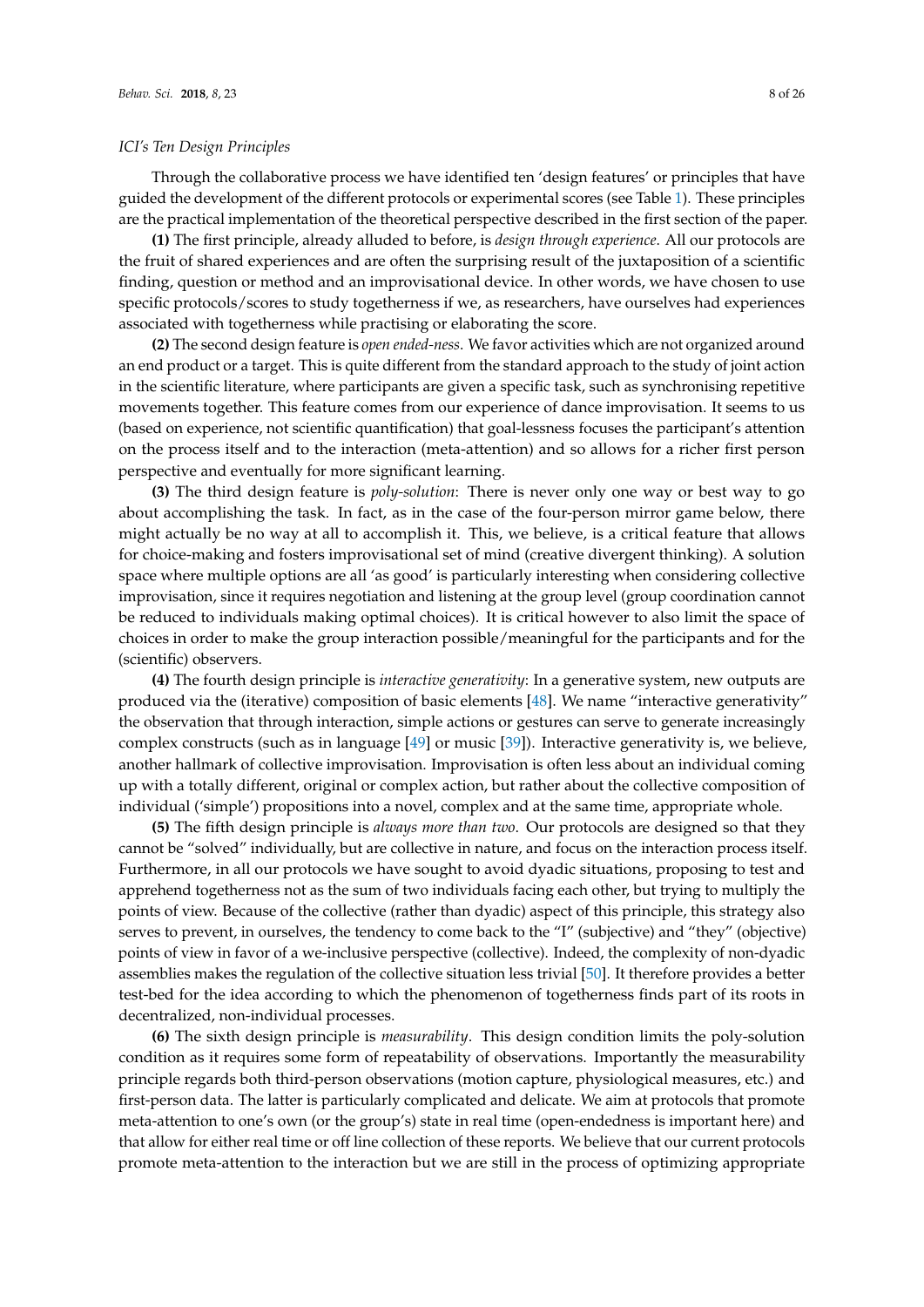*ICI's Ten Design Principles*

Through the collaborative process we have identified ten 'design features' or principles that have guided the development of the different protocols or experimental scores (see Table 1). These principles are the practical implementation of the theoretical perspective described in the first section of the paper.

**(1)** The first principle, already alluded to before, is *design through experience*. All our protocols are the fruit of shared experiences and are often the surprising result of the juxtaposition of a scientific finding, question or method and an improvisational device. In other words, we have chosen to use specific protocols/scores to study togetherness if we, as researchers, have ourselves had experiences associated with togetherness while practising or elaborating the score.

**(2)** The second design feature is *open ended-ness*. We favor activities which are not organized around an end product or a target. This is quite different from the standard approach to the study of joint action in the scientific literature, where participants are given a specific task, such as synchronising repetitive movements together. This feature comes from our experience of dance improvisation. It seems to us (based on experience, not scientific quantification) that goal-lessness focuses the participant's attention on the process itself and to the interaction (meta-attention) and so allows for a richer first person perspective and eventually for more significant learning.

**(3)** The third design feature is *poly-solution*: There is never only one way or best way to go about accomplishing the task. In fact, as in the case of the four-person mirror game below, there might actually be no way at all to accomplish it. This, we believe, is a critical feature that allows for choice-making and fosters improvisational set of mind (creative divergent thinking). A solution space where multiple options are all 'as good' is particularly interesting when considering collective improvisation, since it requires negotiation and listening at the group level (group coordination cannot be reduced to individuals making optimal choices). It is critical however to also limit the space of choices in order to make the group interaction possible/meaningful for the participants and for the (scientific) observers.

**(4)** The fourth design principle is *interactive generativity*: In a generative system, new outputs are produced via the (iterative) composition of basic elements [48]. We name "interactive generativity" the observation that through interaction, simple actions or gestures can serve to generate increasingly complex constructs (such as in language [49] or music [39]). Interactive generativity is, we believe, another hallmark of collective improvisation. Improvisation is often less about an individual coming up with a totally different, original or complex action, but rather about the collective composition of individual ('simple') propositions into a novel, complex and at the same time, appropriate whole.

**(5)** The fifth design principle is *always more than two*. Our protocols are designed so that they cannot be "solved" individually, but are collective in nature, and focus on the interaction process itself. Furthermore, in all our protocols we have sought to avoid dyadic situations, proposing to test and apprehend togetherness not as the sum of two individuals facing each other, but trying to multiply the points of view. Because of the collective (rather than dyadic) aspect of this principle, this strategy also serves to prevent, in ourselves, the tendency to come back to the "I" (subjective) and "they" (objective) points of view in favor of a we-inclusive perspective (collective). Indeed, the complexity of non-dyadic assemblies makes the regulation of the collective situation less trivial [50]. It therefore provides a better test-bed for the idea according to which the phenomenon of togetherness finds part of its roots in decentralized, non-individual processes.

**(6)** The sixth design principle is *measurability*. This design condition limits the poly-solution condition as it requires some form of repeatability of observations. Importantly the measurability principle regards both third-person observations (motion capture, physiological measures, etc.) and first-person data. The latter is particularly complicated and delicate. We aim at protocols that promote meta-attention to one's own (or the group's) state in real time (open-endedness is important here) and that allow for either real time or off line collection of these reports. We believe that our current protocols promote meta-attention to the interaction but we are still in the process of optimizing appropriate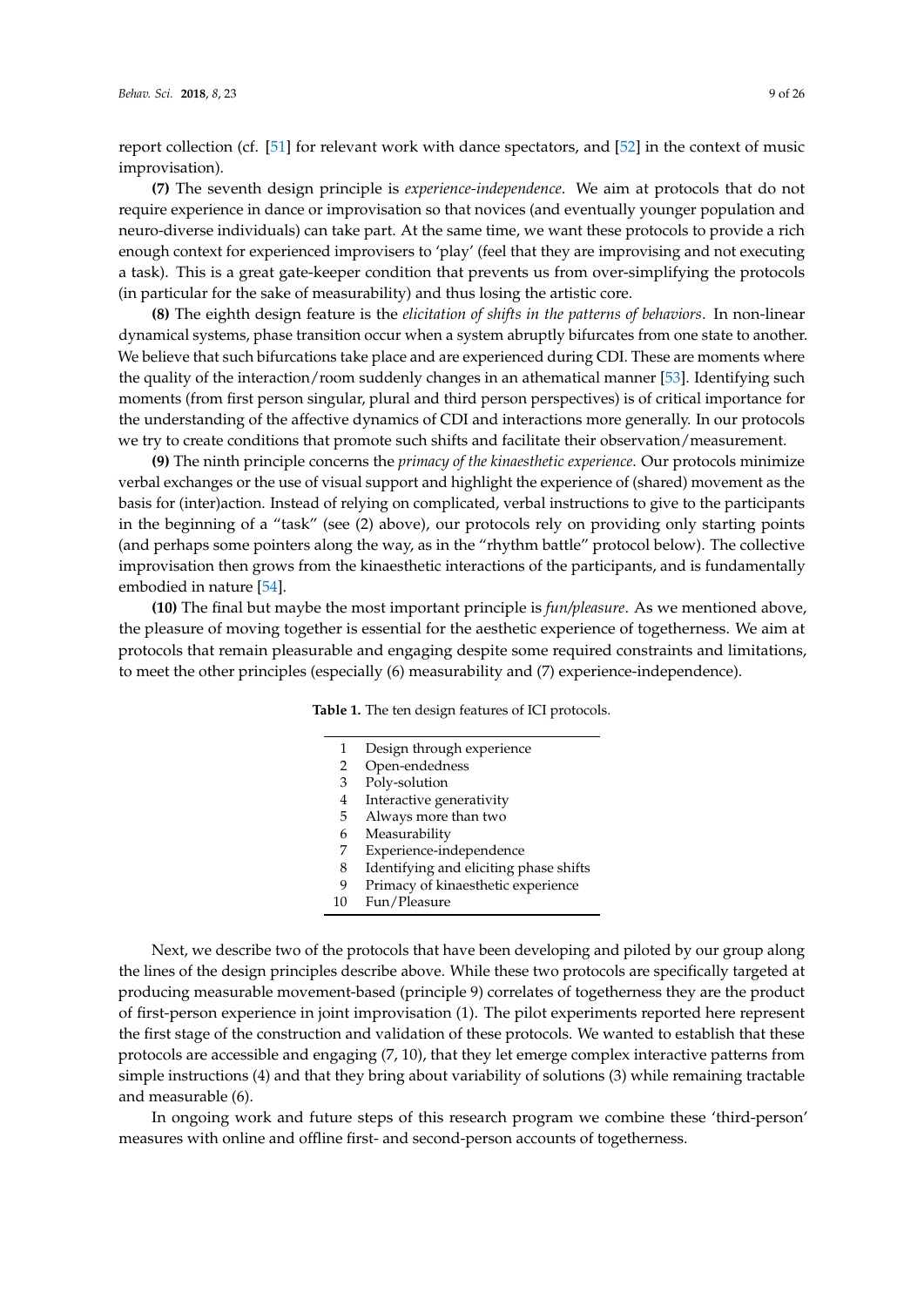report collection (cf. [51] for relevant work with dance spectators, and [52] in the context of music improvisation).

**(7)** The seventh design principle is *experience-independence*. We aim at protocols that do not require experience in dance or improvisation so that novices (and eventually younger population and neuro-diverse individuals) can take part. At the same time, we want these protocols to provide a rich enough context for experienced improvisers to 'play' (feel that they are improvising and not executing a task). This is a great gate-keeper condition that prevents us from over-simplifying the protocols (in particular for the sake of measurability) and thus losing the artistic core.

**(8)** The eighth design feature is the *elicitation of shifts in the patterns of behaviors*. In non-linear dynamical systems, phase transition occur when a system abruptly bifurcates from one state to another. We believe that such bifurcations take place and are experienced during CDI. These are moments where the quality of the interaction/room suddenly changes in an athematical manner [53]. Identifying such moments (from first person singular, plural and third person perspectives) is of critical importance for the understanding of the affective dynamics of CDI and interactions more generally. In our protocols we try to create conditions that promote such shifts and facilitate their observation/measurement.

**(9)** The ninth principle concerns the *primacy of the kinaesthetic experience*. Our protocols minimize verbal exchanges or the use of visual support and highlight the experience of (shared) movement as the basis for (inter)action. Instead of relying on complicated, verbal instructions to give to the participants in the beginning of a "task" (see (2) above), our protocols rely on providing only starting points (and perhaps some pointers along the way, as in the "rhythm battle" protocol below). The collective improvisation then grows from the kinaesthetic interactions of the participants, and is fundamentally embodied in nature [54].

**(10)** The final but maybe the most important principle is *fun/pleasure*. As we mentioned above, the pleasure of moving together is essential for the aesthetic experience of togetherness. We aim at protocols that remain pleasurable and engaging despite some required constraints and limitations, to meet the other principles (especially (6) measurability and (7) experience-independence).

**Table 1.** The ten design features of ICI protocols.

| | |
|---|---|
| 1 | Design through experience |
| 2 | Open-endedness |
| 3 | Poly-solution |
| 4 | Interactive generativity |
| 5 | Always more than two |
| 6 | Measurability |
| 7 | Experience-independence |
| 8 | Identifying and eliciting phase shifts |
| 9 | Primacy of kinaesthetic experience |
| 10 | Fun/Pleasure |

Next, we describe two of the protocols that have been developing and piloted by our group along the lines of the design principles describe above. While these two protocols are specifically targeted at producing measurable movement-based (principle 9) correlates of togetherness they are the product of first-person experience in joint improvisation (1). The pilot experiments reported here represent the first stage of the construction and validation of these protocols. We wanted to establish that these protocols are accessible and engaging (7, 10), that they let emerge complex interactive patterns from simple instructions (4) and that they bring about variability of solutions (3) while remaining tractable and measurable (6).

In ongoing work and future steps of this research program we combine these 'third-person' measures with online and offline first- and second-person accounts of togetherness.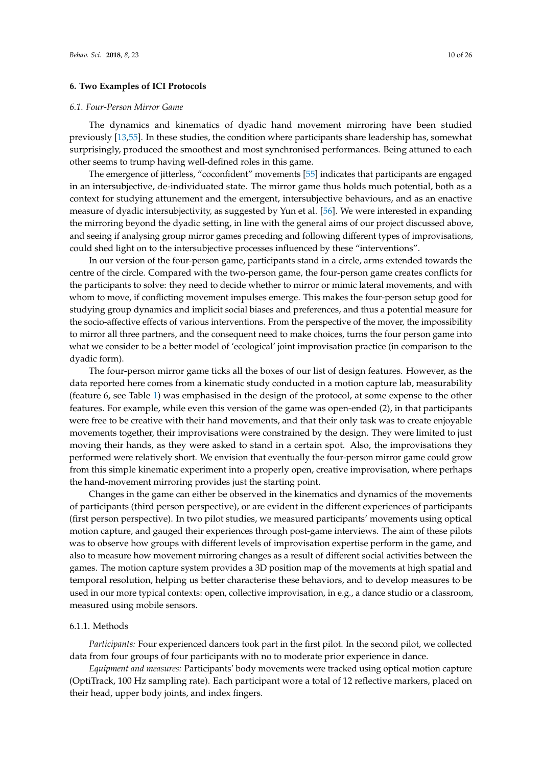## 6. Two Examples of ICI Protocols

### 6.1. Four-Person Mirror Game

The dynamics and kinematics of dyadic hand movement mirroring have been studied previously [13,55]. In these studies, the condition where participants share leadership has, somewhat surprisingly, produced the smoothest and most synchronised performances. Being attuned to each other seems to trump having well-defined roles in this game.

The emergence of jitterless, "coconfident" movements [55] indicates that participants are engaged in an intersubjective, de-individuated state. The mirror game thus holds much potential, both as a context for studying attunement and the emergent, intersubjective behaviours, and as an enactive measure of dyadic intersubjectivity, as suggested by Yun et al. [56]. We were interested in expanding the mirroring beyond the dyadic setting, in line with the general aims of our project discussed above, and seeing if analysing group mirror games preceding and following different types of improvisations, could shed light on to the intersubjective processes influenced by these "interventions".

In our version of the four-person game, participants stand in a circle, arms extended towards the centre of the circle. Compared with the two-person game, the four-person game creates conflicts for the participants to solve: they need to decide whether to mirror or mimic lateral movements, and with whom to move, if conflicting movement impulses emerge. This makes the four-person setup good for studying group dynamics and implicit social biases and preferences, and thus a potential measure for the socio-affective effects of various interventions. From the perspective of the mover, the impossibility to mirror all three partners, and the consequent need to make choices, turns the four person game into what we consider to be a better model of 'ecological' joint improvisation practice (in comparison to the dyadic form).

The four-person mirror game ticks all the boxes of our list of design features. However, as the data reported here comes from a kinematic study conducted in a motion capture lab, measurability (feature 6, see Table 1) was emphasised in the design of the protocol, at some expense to the other features. For example, while even this version of the game was open-ended (2), in that participants were free to be creative with their hand movements, and that their only task was to create enjoyable movements together, their improvisations were constrained by the design. They were limited to just moving their hands, as they were asked to stand in a certain spot. Also, the improvisations they performed were relatively short. We envision that eventually the four-person mirror game could grow from this simple kinematic experiment into a properly open, creative improvisation, where perhaps the hand-movement mirroring provides just the starting point.

Changes in the game can either be observed in the kinematics and dynamics of the movements of participants (third person perspective), or are evident in the different experiences of participants (first person perspective). In two pilot studies, we measured participants' movements using optical motion capture, and gauged their experiences through post-game interviews. The aim of these pilots was to observe how groups with different levels of improvisation expertise perform in the game, and also to measure how movement mirroring changes as a result of different social activities between the games. The motion capture system provides a 3D position map of the movements at high spatial and temporal resolution, helping us better characterise these behaviors, and to develop measures to be used in our more typical contexts: open, collective improvisation, in e.g., a dance studio or a classroom, measured using mobile sensors.

#### 6.1.1. Methods

*Participants:* Four experienced dancers took part in the first pilot. In the second pilot, we collected data from four groups of four participants with no to moderate prior experience in dance.

*Equipment and measures:* Participants' body movements were tracked using optical motion capture (OptiTrack, 100 Hz sampling rate). Each participant wore a total of 12 reflective markers, placed on their head, upper body joints, and index fingers.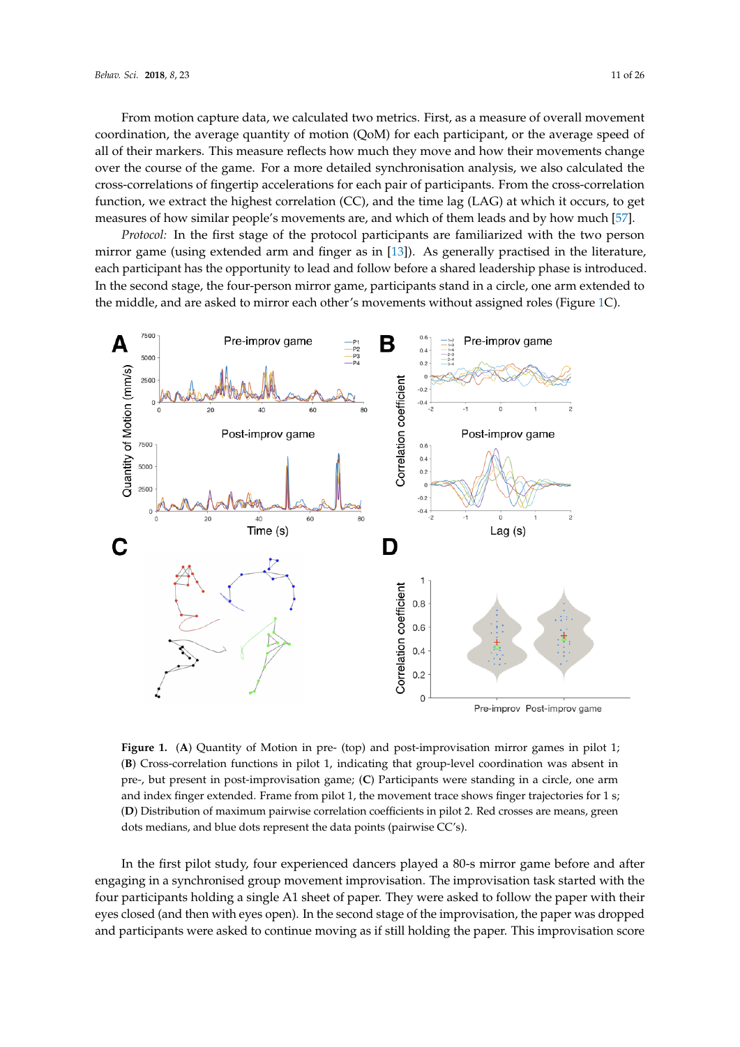From motion capture data, we calculated two metrics. First, as a measure of overall movement coordination, the average quantity of motion (QoM) for each participant, or the average speed of all of their markers. This measure reflects how much they move and how their movements change over the course of the game. For a more detailed synchronisation analysis, we also calculated the cross-correlations of fingertip accelerations for each pair of participants. From the cross-correlation function, we extract the highest correlation (CC), and the time lag (LAG) at which it occurs, to get measures of how similar people's movements are, and which of them leads and by how much [57].

*Protocol:* In the first stage of the protocol participants are familiarized with the two person mirror game (using extended arm and finger as in [13]). As generally practised in the literature, each participant has the opportunity to lead and follow before a shared leadership phase is introduced. In the second stage, the four-person mirror game, participants stand in a circle, one arm extended to the middle, and are asked to mirror each other's movements without assigned roles (Figure 1C).

**Figure 1.** (**A**) Quantity of Motion in pre- (top) and post-improvisation mirror games in pilot 1; (**B**) Cross-correlation functions in pilot 1, indicating that group-level coordination was absent in pre-, but present in post-improvisation game; (**C**) Participants were standing in a circle, one arm and index finger extended. Frame from pilot 1, the movement trace shows finger trajectories for 1 s; (**D**) Distribution of maximum pairwise correlation coefficients in pilot 2. Red crosses are means, green dots medians, and blue dots represent the data points (pairwise CC's).

In the first pilot study, four experienced dancers played a 80-s mirror game before and after engaging in a synchronised group movement improvisation. The improvisation task started with the four participants holding a single A1 sheet of paper. They were asked to follow the paper with their eyes closed (and then with eyes open). In the second stage of the improvisation, the paper was dropped and participants were asked to continue moving as if still holding the paper. This improvisation score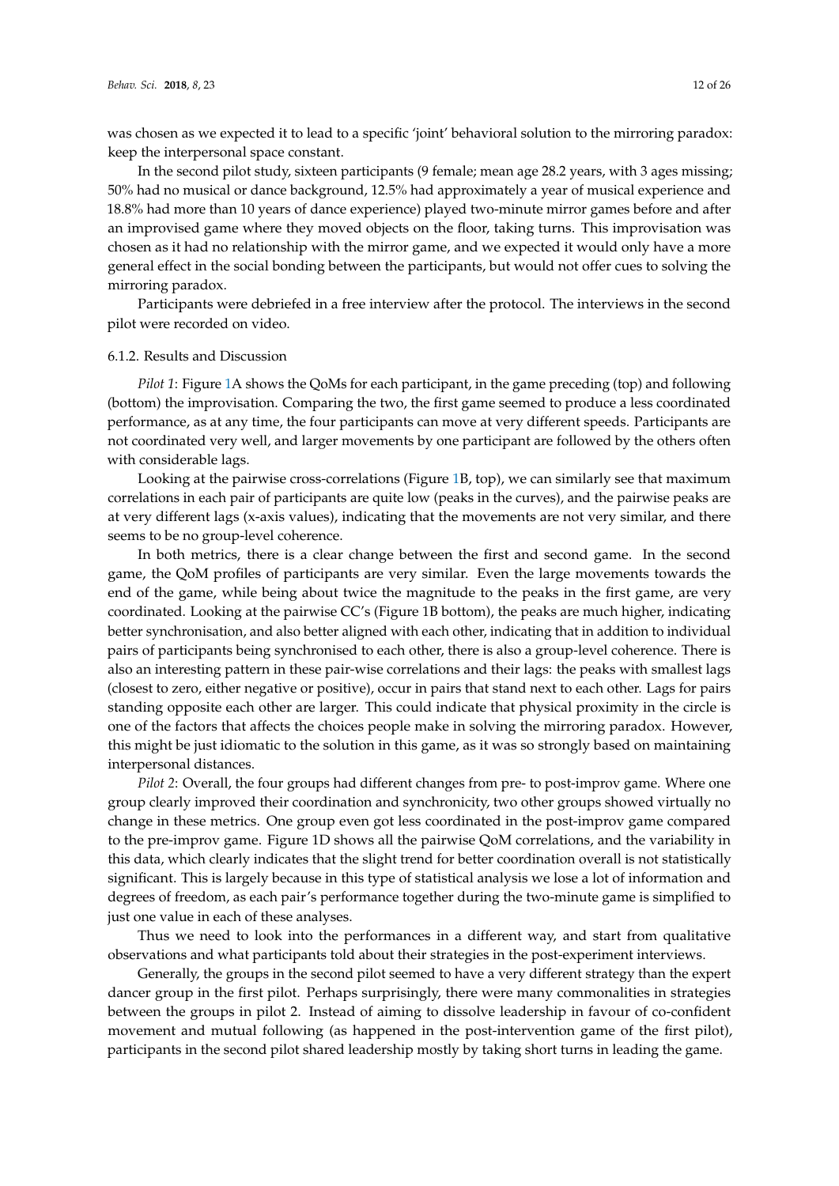was chosen as we expected it to lead to a specific 'joint' behavioral solution to the mirroring paradox: keep the interpersonal space constant.

In the second pilot study, sixteen participants (9 female; mean age 28.2 years, with 3 ages missing; 50% had no musical or dance background, 12.5% had approximately a year of musical experience and 18.8% had more than 10 years of dance experience) played two-minute mirror games before and after an improvised game where they moved objects on the floor, taking turns. This improvisation was chosen as it had no relationship with the mirror game, and we expected it would only have a more general effect in the social bonding between the participants, but would not offer cues to solving the mirroring paradox.

Participants were debriefed in a free interview after the protocol. The interviews in the second pilot were recorded on video.

#### 6.1.2. Results and Discussion

*Pilot 1*: Figure 1A shows the QoMs for each participant, in the game preceding (top) and following (bottom) the improvisation. Comparing the two, the first game seemed to produce a less coordinated performance, as at any time, the four participants can move at very different speeds. Participants are not coordinated very well, and larger movements by one participant are followed by the others often with considerable lags.

Looking at the pairwise cross-correlations (Figure 1B, top), we can similarly see that maximum correlations in each pair of participants are quite low (peaks in the curves), and the pairwise peaks are at very different lags (x-axis values), indicating that the movements are not very similar, and there seems to be no group-level coherence.

In both metrics, there is a clear change between the first and second game. In the second game, the QoM profiles of participants are very similar. Even the large movements towards the end of the game, while being about twice the magnitude to the peaks in the first game, are very coordinated. Looking at the pairwise CC's (Figure 1B bottom), the peaks are much higher, indicating better synchronisation, and also better aligned with each other, indicating that in addition to individual pairs of participants being synchronised to each other, there is also a group-level coherence. There is also an interesting pattern in these pair-wise correlations and their lags: the peaks with smallest lags (closest to zero, either negative or positive), occur in pairs that stand next to each other. Lags for pairs standing opposite each other are larger. This could indicate that physical proximity in the circle is one of the factors that affects the choices people make in solving the mirroring paradox. However, this might be just idiomatic to the solution in this game, as it was so strongly based on maintaining interpersonal distances.

*Pilot 2*: Overall, the four groups had different changes from pre- to post-improv game. Where one group clearly improved their coordination and synchronicity, two other groups showed virtually no change in these metrics. One group even got less coordinated in the post-improv game compared to the pre-improv game. Figure 1D shows all the pairwise QoM correlations, and the variability in this data, which clearly indicates that the slight trend for better coordination overall is not statistically significant. This is largely because in this type of statistical analysis we lose a lot of information and degrees of freedom, as each pair's performance together during the two-minute game is simplified to just one value in each of these analyses.

Thus we need to look into the performances in a different way, and start from qualitative observations and what participants told about their strategies in the post-experiment interviews.

Generally, the groups in the second pilot seemed to have a very different strategy than the expert dancer group in the first pilot. Perhaps surprisingly, there were many commonalities in strategies between the groups in pilot 2. Instead of aiming to dissolve leadership in favour of co-confident movement and mutual following (as happened in the post-intervention game of the first pilot), participants in the second pilot shared leadership mostly by taking short turns in leading the game.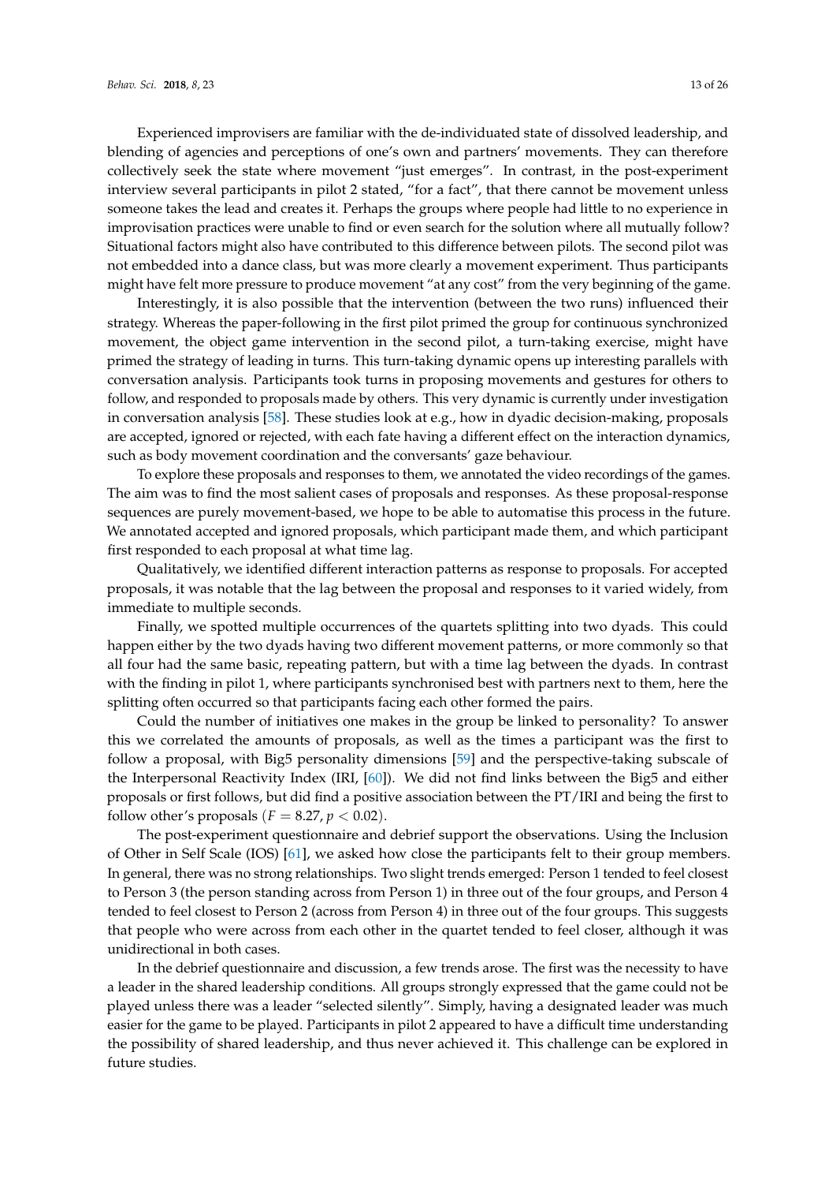Experienced improvisers are familiar with the de-individuated state of dissolved leadership, and blending of agencies and perceptions of one's own and partners' movements. They can therefore collectively seek the state where movement "just emerges". In contrast, in the post-experiment interview several participants in pilot 2 stated, "for a fact", that there cannot be movement unless someone takes the lead and creates it. Perhaps the groups where people had little to no experience in improvisation practices were unable to find or even search for the solution where all mutually follow? Situational factors might also have contributed to this difference between pilots. The second pilot was not embedded into a dance class, but was more clearly a movement experiment. Thus participants might have felt more pressure to produce movement "at any cost" from the very beginning of the game.

Interestingly, it is also possible that the intervention (between the two runs) influenced their strategy. Whereas the paper-following in the first pilot primed the group for continuous synchronized movement, the object game intervention in the second pilot, a turn-taking exercise, might have primed the strategy of leading in turns. This turn-taking dynamic opens up interesting parallels with conversation analysis. Participants took turns in proposing movements and gestures for others to follow, and responded to proposals made by others. This very dynamic is currently under investigation in conversation analysis [58]. These studies look at e.g., how in dyadic decision-making, proposals are accepted, ignored or rejected, with each fate having a different effect on the interaction dynamics, such as body movement coordination and the conversants' gaze behaviour.

To explore these proposals and responses to them, we annotated the video recordings of the games. The aim was to find the most salient cases of proposals and responses. As these proposal-response sequences are purely movement-based, we hope to be able to automatise this process in the future. We annotated accepted and ignored proposals, which participant made them, and which participant first responded to each proposal at what time lag.

Qualitatively, we identified different interaction patterns as response to proposals. For accepted proposals, it was notable that the lag between the proposal and responses to it varied widely, from immediate to multiple seconds.

Finally, we spotted multiple occurrences of the quartets splitting into two dyads. This could happen either by the two dyads having two different movement patterns, or more commonly so that all four had the same basic, repeating pattern, but with a time lag between the dyads. In contrast with the finding in pilot 1, where participants synchronised best with partners next to them, here the splitting often occurred so that participants facing each other formed the pairs.

Could the number of initiatives one makes in the group be linked to personality? To answer this we correlated the amounts of proposals, as well as the times a participant was the first to follow a proposal, with Big5 personality dimensions [59] and the perspective-taking subscale of the Interpersonal Reactivity Index (IRI, [60]). We did not find links between the Big5 and either proposals or first follows, but did find a positive association between the PT/IRI and being the first to follow other's proposals ($F = 8.27$, $p < 0.02$).

The post-experiment questionnaire and debrief support the observations. Using the Inclusion of Other in Self Scale (IOS) [61], we asked how close the participants felt to their group members. In general, there was no strong relationships. Two slight trends emerged: Person 1 tended to feel closest to Person 3 (the person standing across from Person 1) in three out of the four groups, and Person 4 tended to feel closest to Person 2 (across from Person 4) in three out of the four groups. This suggests that people who were across from each other in the quartet tended to feel closer, although it was unidirectional in both cases.

In the debrief questionnaire and discussion, a few trends arose. The first was the necessity to have a leader in the shared leadership conditions. All groups strongly expressed that the game could not be played unless there was a leader "selected silently". Simply, having a designated leader was much easier for the game to be played. Participants in pilot 2 appeared to have a difficult time understanding the possibility of shared leadership, and thus never achieved it. This challenge can be explored in future studies.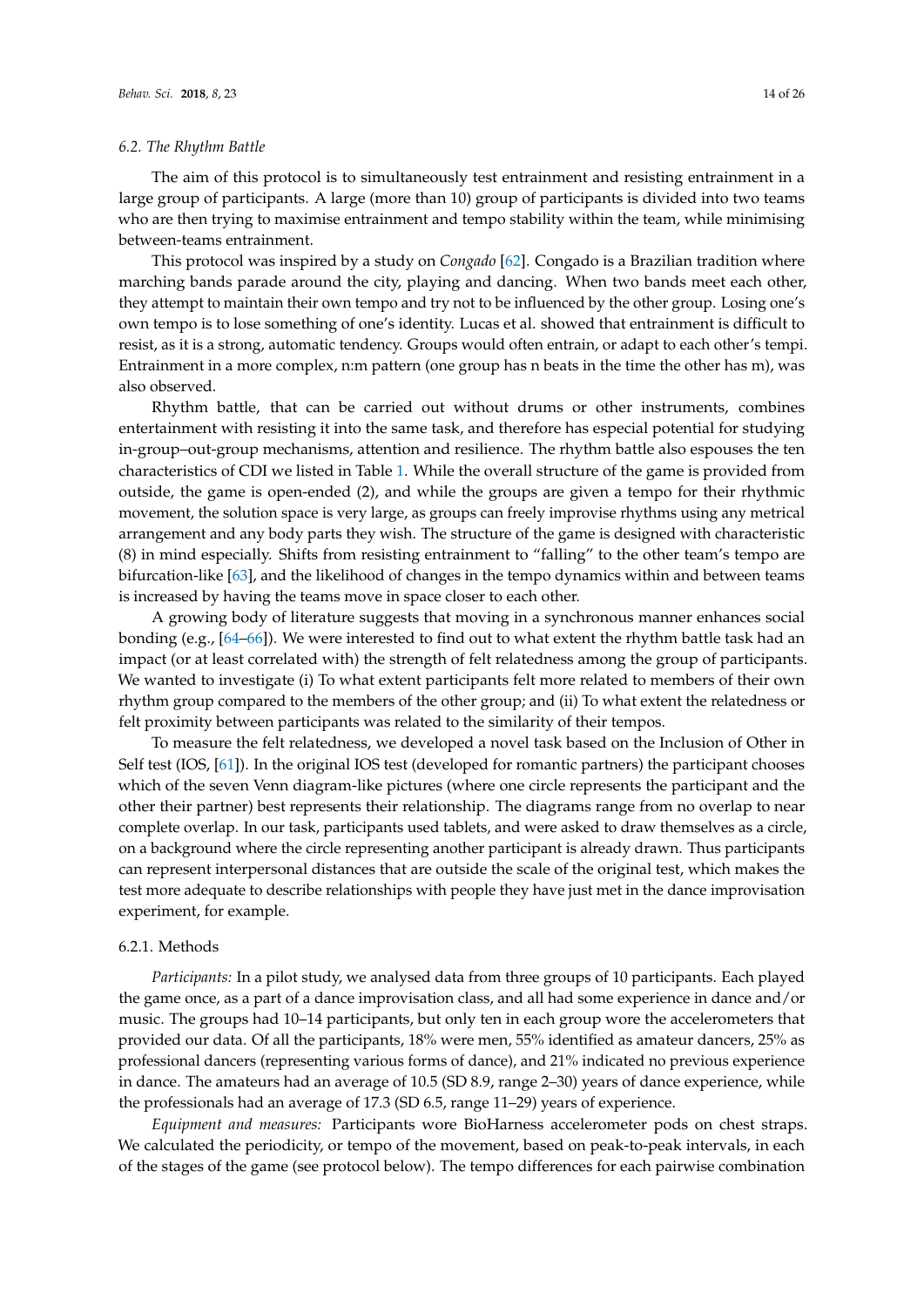### 6.2. The Rhythm Battle

The aim of this protocol is to simultaneously test entrainment and resisting entrainment in a large group of participants. A large (more than 10) group of participants is divided into two teams who are then trying to maximise entrainment and tempo stability within the team, while minimising between-teams entrainment.

This protocol was inspired by a study on *Congado* [62]. Congado is a Brazilian tradition where marching bands parade around the city, playing and dancing. When two bands meet each other, they attempt to maintain their own tempo and try not to be influenced by the other group. Losing one's own tempo is to lose something of one's identity. Lucas et al. showed that entrainment is difficult to resist, as it is a strong, automatic tendency. Groups would often entrain, or adapt to each other's tempi. Entrainment in a more complex, n:m pattern (one group has n beats in the time the other has m), was also observed.

Rhythm battle, that can be carried out without drums or other instruments, combines entertainment with resisting it into the same task, and therefore has especial potential for studying in-group–out-group mechanisms, attention and resilience. The rhythm battle also espouses the ten characteristics of CDI we listed in Table 1. While the overall structure of the game is provided from outside, the game is open-ended (2), and while the groups are given a tempo for their rhythmic movement, the solution space is very large, as groups can freely improvise rhythms using any metrical arrangement and any body parts they wish. The structure of the game is designed with characteristic (8) in mind especially. Shifts from resisting entrainment to "falling" to the other team's tempo are bifurcation-like [63], and the likelihood of changes in the tempo dynamics within and between teams is increased by having the teams move in space closer to each other.

A growing body of literature suggests that moving in a synchronous manner enhances social bonding (e.g., [64–66]). We were interested to find out to what extent the rhythm battle task had an impact (or at least correlated with) the strength of felt relatedness among the group of participants. We wanted to investigate (i) To what extent participants felt more related to members of their own rhythm group compared to the members of the other group; and (ii) To what extent the relatedness or felt proximity between participants was related to the similarity of their tempos.

To measure the felt relatedness, we developed a novel task based on the Inclusion of Other in Self test (IOS, [61]). In the original IOS test (developed for romantic partners) the participant chooses which of the seven Venn diagram-like pictures (where one circle represents the participant and the other their partner) best represents their relationship. The diagrams range from no overlap to near complete overlap. In our task, participants used tablets, and were asked to draw themselves as a circle, on a background where the circle representing another participant is already drawn. Thus participants can represent interpersonal distances that are outside the scale of the original test, which makes the test more adequate to describe relationships with people they have just met in the dance improvisation experiment, for example.

#### 6.2.1. Methods

*Participants:* In a pilot study, we analysed data from three groups of 10 participants. Each played the game once, as a part of a dance improvisation class, and all had some experience in dance and/or music. The groups had 10–14 participants, but only ten in each group wore the accelerometers that provided our data. Of all the participants, 18% were men, 55% identified as amateur dancers, 25% as professional dancers (representing various forms of dance), and 21% indicated no previous experience in dance. The amateurs had an average of 10.5 (SD 8.9, range 2–30) years of dance experience, while the professionals had an average of 17.3 (SD 6.5, range 11–29) years of experience.

*Equipment and measures:* Participants wore BioHarness accelerometer pods on chest straps. We calculated the periodicity, or tempo of the movement, based on peak-to-peak intervals, in each of the stages of the game (see protocol below). The tempo differences for each pairwise combination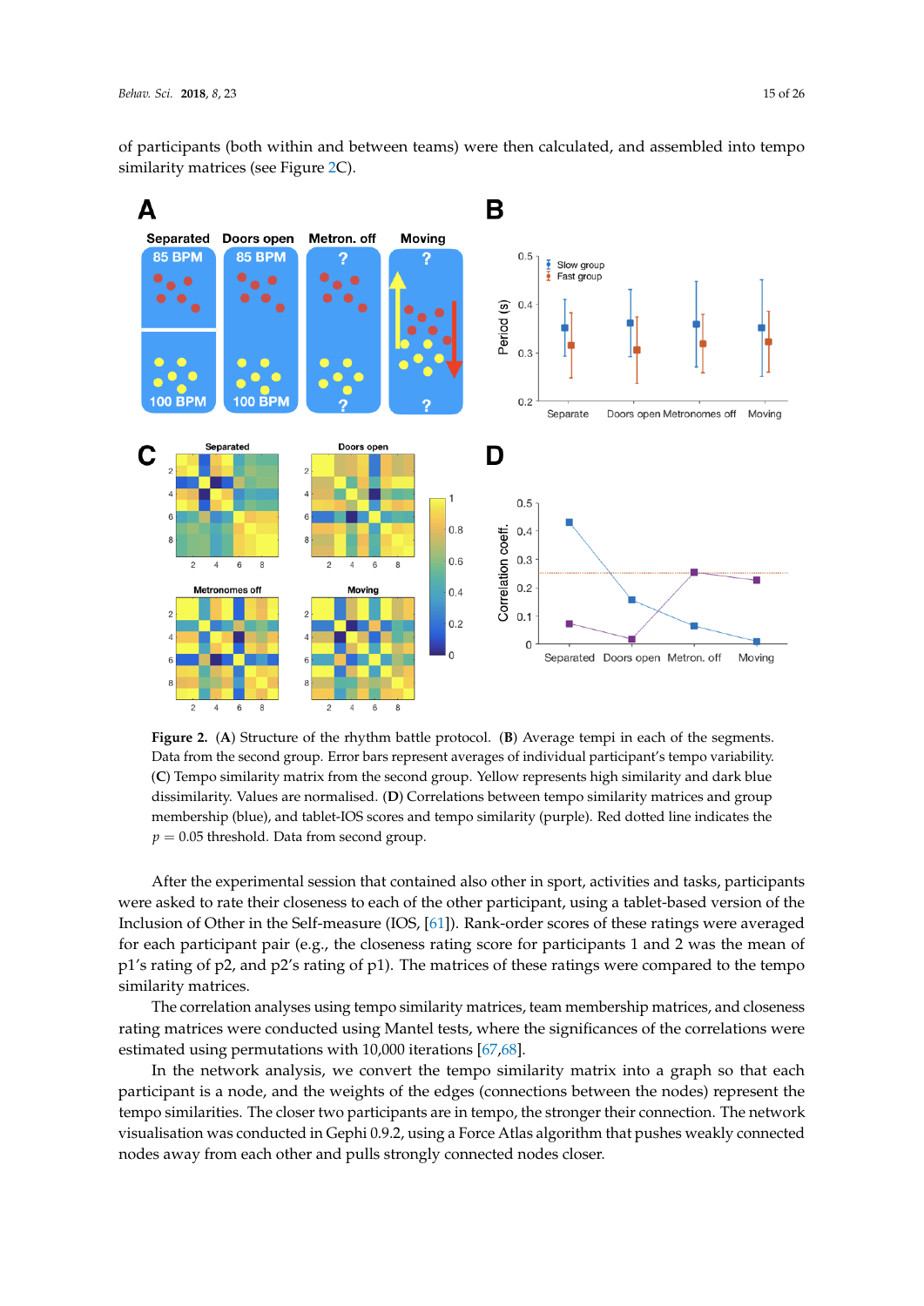of participants (both within and between teams) were then calculated, and assembled into tempo similarity matrices (see Figure 2C).

**Figure 2.** (**A**) Structure of the rhythm battle protocol. (**B**) Average tempi in each of the segments. Data from the second group. Error bars represent averages of individual participant's tempo variability. (**C**) Tempo similarity matrix from the second group. Yellow represents high similarity and dark blue dissimilarity. Values are normalised. (**D**) Correlations between tempo similarity matrices and group membership (blue), and tablet-IOS scores and tempo similarity (purple). Red dotted line indicates the $p = 0.05$ threshold. Data from second group.

After the experimental session that contained also other in sport, activities and tasks, participants were asked to rate their closeness to each of the other participant, using a tablet-based version of the Inclusion of Other in the Self-measure (IOS, [61]). Rank-order scores of these ratings were averaged for each participant pair (e.g., the closeness rating score for participants 1 and 2 was the mean of p1's rating of p2, and p2's rating of p1). The matrices of these ratings were compared to the tempo similarity matrices.

The correlation analyses using tempo similarity matrices, team membership matrices, and closeness rating matrices were conducted using Mantel tests, where the significances of the correlations were estimated using permutations with 10,000 iterations [67,68].

In the network analysis, we convert the tempo similarity matrix into a graph so that each participant is a node, and the weights of the edges (connections between the nodes) represent the tempo similarities. The closer two participants are in tempo, the stronger their connection. The network visualisation was conducted in Gephi 0.9.2, using a Force Atlas algorithm that pushes weakly connected nodes away from each other and pulls strongly connected nodes closer.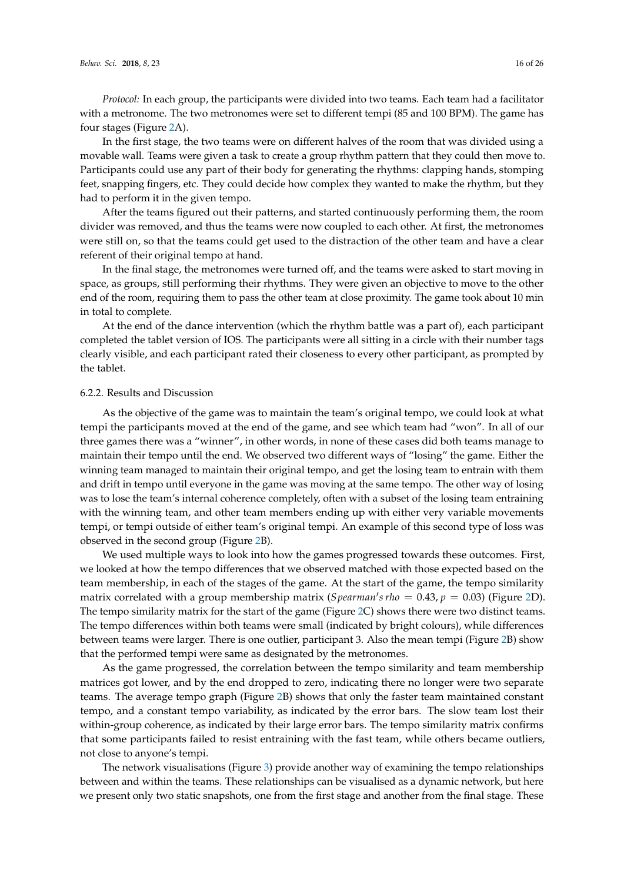*Protocol:* In each group, the participants were divided into two teams. Each team had a facilitator with a metronome. The two metronomes were set to different tempi (85 and 100 BPM). The game has four stages (Figure 2A).

In the first stage, the two teams were on different halves of the room that was divided using a movable wall. Teams were given a task to create a group rhythm pattern that they could then move to. Participants could use any part of their body for generating the rhythms: clapping hands, stomping feet, snapping fingers, etc. They could decide how complex they wanted to make the rhythm, but they had to perform it in the given tempo.

After the teams figured out their patterns, and started continuously performing them, the room divider was removed, and thus the teams were now coupled to each other. At first, the metronomes were still on, so that the teams could get used to the distraction of the other team and have a clear referent of their original tempo at hand.

In the final stage, the metronomes were turned off, and the teams were asked to start moving in space, as groups, still performing their rhythms. They were given an objective to move to the other end of the room, requiring them to pass the other team at close proximity. The game took about 10 min in total to complete.

At the end of the dance intervention (which the rhythm battle was a part of), each participant completed the tablet version of IOS. The participants were all sitting in a circle with their number tags clearly visible, and each participant rated their closeness to every other participant, as prompted by the tablet.

#### 6.2.2. Results and Discussion

As the objective of the game was to maintain the team's original tempo, we could look at what tempi the participants moved at the end of the game, and see which team had "won". In all of our three games there was a "winner", in other words, in none of these cases did both teams manage to maintain their tempo until the end. We observed two different ways of "losing" the game. Either the winning team managed to maintain their original tempo, and get the losing team to entrain with them and drift in tempo until everyone in the game was moving at the same tempo. The other way of losing was to lose the team's internal coherence completely, often with a subset of the losing team entraining with the winning team, and other team members ending up with either very variable movements tempi, or tempi outside of either team's original tempi. An example of this second type of loss was observed in the second group (Figure 2B).

We used multiple ways to look into how the games progressed towards these outcomes. First, we looked at how the tempo differences that we observed matched with those expected based on the team membership, in each of the stages of the game. At the start of the game, the tempo similarity matrix correlated with a group membership matrix ($Spearman's\,rho = 0.43, p = 0.03$) (Figure 2D). The tempo similarity matrix for the start of the game (Figure 2C) shows there were two distinct teams. The tempo differences within both teams were small (indicated by bright colours), while differences between teams were larger. There is one outlier, participant 3. Also the mean tempi (Figure 2B) show that the performed tempi were same as designated by the metronomes.

As the game progressed, the correlation between the tempo similarity and team membership matrices got lower, and by the end dropped to zero, indicating there no longer were two separate teams. The average tempo graph (Figure 2B) shows that only the faster team maintained constant tempo, and a constant tempo variability, as indicated by the error bars. The slow team lost their within-group coherence, as indicated by their large error bars. The tempo similarity matrix confirms that some participants failed to resist entraining with the fast team, while others became outliers, not close to anyone's tempi.

The network visualisations (Figure 3) provide another way of examining the tempo relationships between and within the teams. These relationships can be visualised as a dynamic network, but here we present only two static snapshots, one from the first stage and another from the final stage. These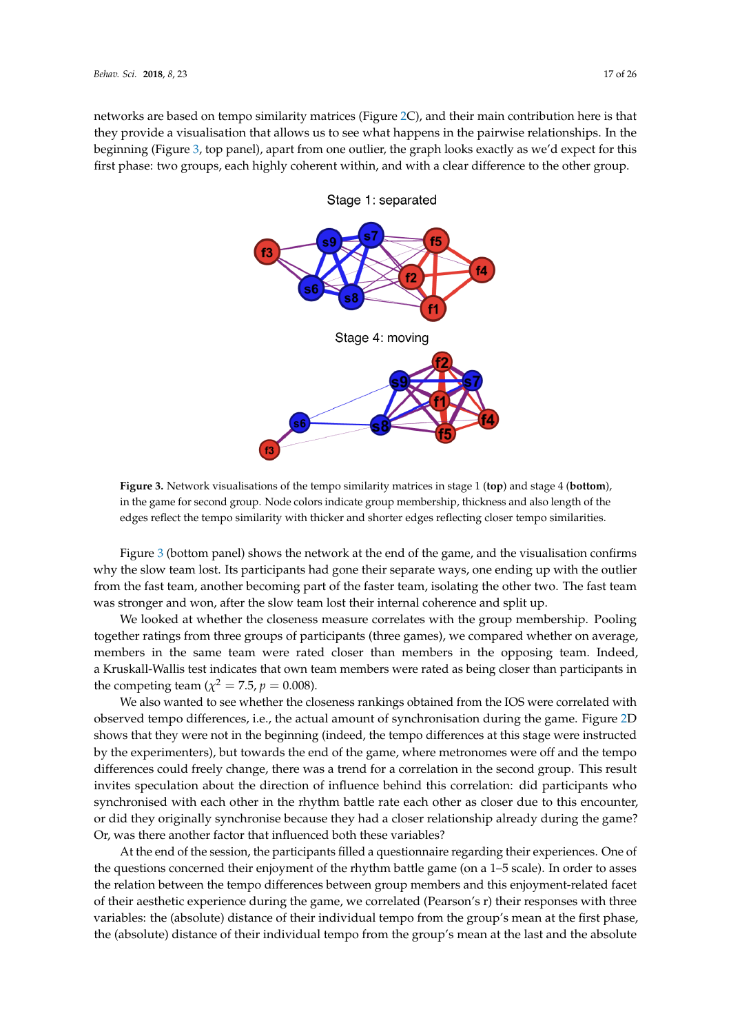networks are based on tempo similarity matrices (Figure 2C), and their main contribution here is that they provide a visualisation that allows us to see what happens in the pairwise relationships. In the beginning (Figure 3, top panel), apart from one outlier, the graph looks exactly as we'd expect for this first phase: two groups, each highly coherent within, and with a clear difference to the other group.

**Figure 3.** Network visualisations of the tempo similarity matrices in stage 1 (**top**) and stage 4 (**bottom**), in the game for second group. Node colors indicate group membership, thickness and also length of the edges reflect the tempo similarity with thicker and shorter edges reflecting closer tempo similarities.

Figure 3 (bottom panel) shows the network at the end of the game, and the visualisation confirms why the slow team lost. Its participants had gone their separate ways, one ending up with the outlier from the fast team, another becoming part of the faster team, isolating the other two. The fast team was stronger and won, after the slow team lost their internal coherence and split up.

We looked at whether the closeness measure correlates with the group membership. Pooling together ratings from three groups of participants (three games), we compared whether on average, members in the same team were rated closer than members in the opposing team. Indeed, a Kruskall-Wallis test indicates that own team members were rated as being closer than participants in the competing team ($\chi^2 = 7.5$, $p = 0.008$).

We also wanted to see whether the closeness rankings obtained from the IOS were correlated with observed tempo differences, i.e., the actual amount of synchronisation during the game. Figure 2D shows that they were not in the beginning (indeed, the tempo differences at this stage were instructed by the experimenters), but towards the end of the game, where metronomes were off and the tempo differences could freely change, there was a trend for a correlation in the second group. This result invites speculation about the direction of influence behind this correlation: did participants who synchronised with each other in the rhythm battle rate each other as closer due to this encounter, or did they originally synchronise because they had a closer relationship already during the game? Or, was there another factor that influenced both these variables?

At the end of the session, the participants filled a questionnaire regarding their experiences. One of the questions concerned their enjoyment of the rhythm battle game (on a 1–5 scale). In order to asses the relation between the tempo differences between group members and this enjoyment-related facet of their aesthetic experience during the game, we correlated (Pearson's r) their responses with three variables: the (absolute) distance of their individual tempo from the group's mean at the first phase, the (absolute) distance of their individual tempo from the group's mean at the last and the absolute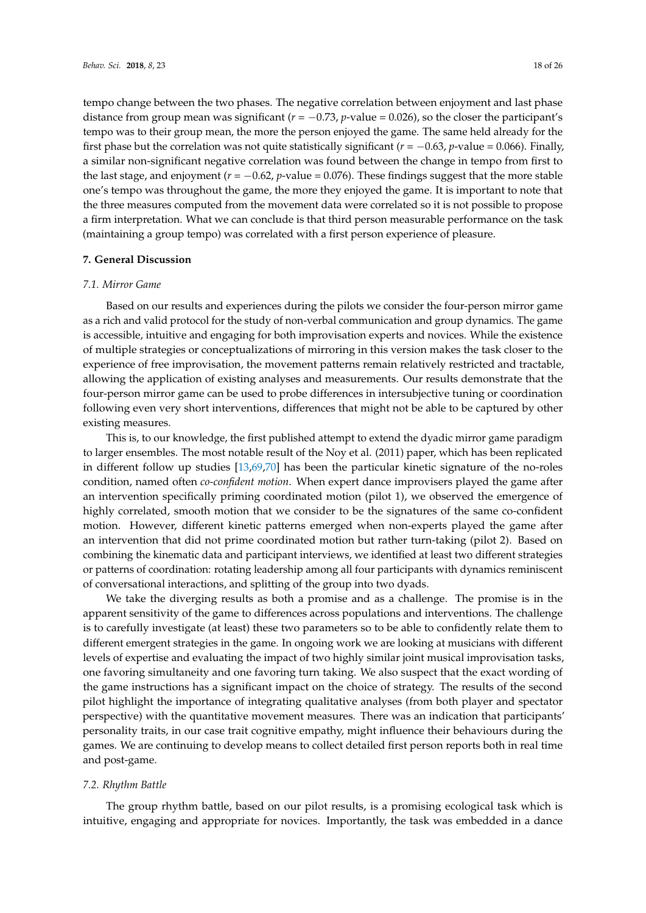tempo change between the two phases. The negative correlation between enjoyment and last phase distance from group mean was significant ($r = -0.73$, $p$-value = 0.026), so the closer the participant's tempo was to their group mean, the more the person enjoyed the game. The same held already for the first phase but the correlation was not quite statistically significant ($r = -0.63$, $p$-value = 0.066). Finally, a similar non-significant negative correlation was found between the change in tempo from first to the last stage, and enjoyment ($r = -0.62$, $p$-value = 0.076). These findings suggest that the more stable one's tempo was throughout the game, the more they enjoyed the game. It is important to note that the three measures computed from the movement data were correlated so it is not possible to propose a firm interpretation. What we can conclude is that third person measurable performance on the task (maintaining a group tempo) was correlated with a first person experience of pleasure.

## 7. General Discussion

### 7.1. Mirror Game

Based on our results and experiences during the pilots we consider the four-person mirror game as a rich and valid protocol for the study of non-verbal communication and group dynamics. The game is accessible, intuitive and engaging for both improvisation experts and novices. While the existence of multiple strategies or conceptualizations of mirroring in this version makes the task closer to the experience of free improvisation, the movement patterns remain relatively restricted and tractable, allowing the application of existing analyses and measurements. Our results demonstrate that the four-person mirror game can be used to probe differences in intersubjective tuning or coordination following even very short interventions, differences that might not be able to be captured by other existing measures.

This is, to our knowledge, the first published attempt to extend the dyadic mirror game paradigm to larger ensembles. The most notable result of the Noy et al. (2011) paper, which has been replicated in different follow up studies [13,69,70] has been the particular kinetic signature of the no-roles condition, named often *co-confident motion*. When expert dance improvisers played the game after an intervention specifically priming coordinated motion (pilot 1), we observed the emergence of highly correlated, smooth motion that we consider to be the signatures of the same co-confident motion. However, different kinetic patterns emerged when non-experts played the game after an intervention that did not prime coordinated motion but rather turn-taking (pilot 2). Based on combining the kinematic data and participant interviews, we identified at least two different strategies or patterns of coordination: rotating leadership among all four participants with dynamics reminiscent of conversational interactions, and splitting of the group into two dyads.

We take the diverging results as both a promise and as a challenge. The promise is in the apparent sensitivity of the game to differences across populations and interventions. The challenge is to carefully investigate (at least) these two parameters so to be able to confidently relate them to different emergent strategies in the game. In ongoing work we are looking at musicians with different levels of expertise and evaluating the impact of two highly similar joint musical improvisation tasks, one favoring simultaneity and one favoring turn taking. We also suspect that the exact wording of the game instructions has a significant impact on the choice of strategy. The results of the second pilot highlight the importance of integrating qualitative analyses (from both player and spectator perspective) with the quantitative movement measures. There was an indication that participants' personality traits, in our case trait cognitive empathy, might influence their behaviours during the games. We are continuing to develop means to collect detailed first person reports both in real time and post-game.

### 7.2. Rhythm Battle

The group rhythm battle, based on our pilot results, is a promising ecological task which is intuitive, engaging and appropriate for novices. Importantly, the task was embedded in a dance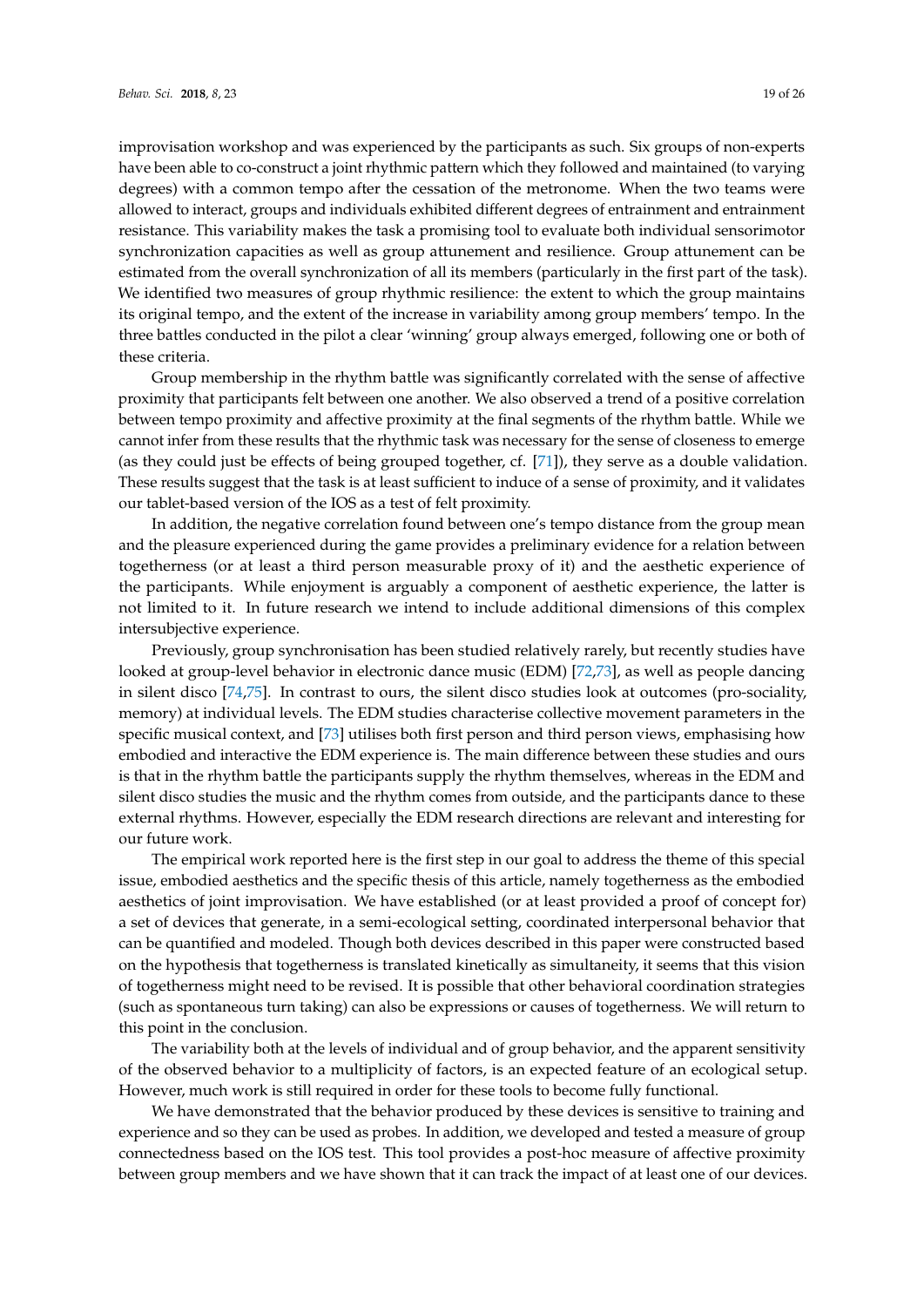improvisation workshop and was experienced by the participants as such. Six groups of non-experts have been able to co-construct a joint rhythmic pattern which they followed and maintained (to varying degrees) with a common tempo after the cessation of the metronome. When the two teams were allowed to interact, groups and individuals exhibited different degrees of entrainment and entrainment resistance. This variability makes the task a promising tool to evaluate both individual sensorimotor synchronization capacities as well as group attunement and resilience. Group attunement can be estimated from the overall synchronization of all its members (particularly in the first part of the task). We identified two measures of group rhythmic resilience: the extent to which the group maintains its original tempo, and the extent of the increase in variability among group members' tempo. In the three battles conducted in the pilot a clear 'winning' group always emerged, following one or both of these criteria.

Group membership in the rhythm battle was significantly correlated with the sense of affective proximity that participants felt between one another. We also observed a trend of a positive correlation between tempo proximity and affective proximity at the final segments of the rhythm battle. While we cannot infer from these results that the rhythmic task was necessary for the sense of closeness to emerge (as they could just be effects of being grouped together, cf. [71]), they serve as a double validation. These results suggest that the task is at least sufficient to induce of a sense of proximity, and it validates our tablet-based version of the IOS as a test of felt proximity.

In addition, the negative correlation found between one's tempo distance from the group mean and the pleasure experienced during the game provides a preliminary evidence for a relation between togetherness (or at least a third person measurable proxy of it) and the aesthetic experience of the participants. While enjoyment is arguably a component of aesthetic experience, the latter is not limited to it. In future research we intend to include additional dimensions of this complex intersubjective experience.

Previously, group synchronisation has been studied relatively rarely, but recently studies have looked at group-level behavior in electronic dance music (EDM) [72,73], as well as people dancing in silent disco [74,75]. In contrast to ours, the silent disco studies look at outcomes (pro-sociality, memory) at individual levels. The EDM studies characterise collective movement parameters in the specific musical context, and [73] utilises both first person and third person views, emphasising how embodied and interactive the EDM experience is. The main difference between these studies and ours is that in the rhythm battle the participants supply the rhythm themselves, whereas in the EDM and silent disco studies the music and the rhythm comes from outside, and the participants dance to these external rhythms. However, especially the EDM research directions are relevant and interesting for our future work.

The empirical work reported here is the first step in our goal to address the theme of this special issue, embodied aesthetics and the specific thesis of this article, namely togetherness as the embodied aesthetics of joint improvisation. We have established (or at least provided a proof of concept for) a set of devices that generate, in a semi-ecological setting, coordinated interpersonal behavior that can be quantified and modeled. Though both devices described in this paper were constructed based on the hypothesis that togetherness is translated kinetically as simultaneity, it seems that this vision of togetherness might need to be revised. It is possible that other behavioral coordination strategies (such as spontaneous turn taking) can also be expressions or causes of togetherness. We will return to this point in the conclusion.

The variability both at the levels of individual and of group behavior, and the apparent sensitivity of the observed behavior to a multiplicity of factors, is an expected feature of an ecological setup. However, much work is still required in order for these tools to become fully functional.

We have demonstrated that the behavior produced by these devices is sensitive to training and experience and so they can be used as probes. In addition, we developed and tested a measure of group connectedness based on the IOS test. This tool provides a post-hoc measure of affective proximity between group members and we have shown that it can track the impact of at least one of our devices.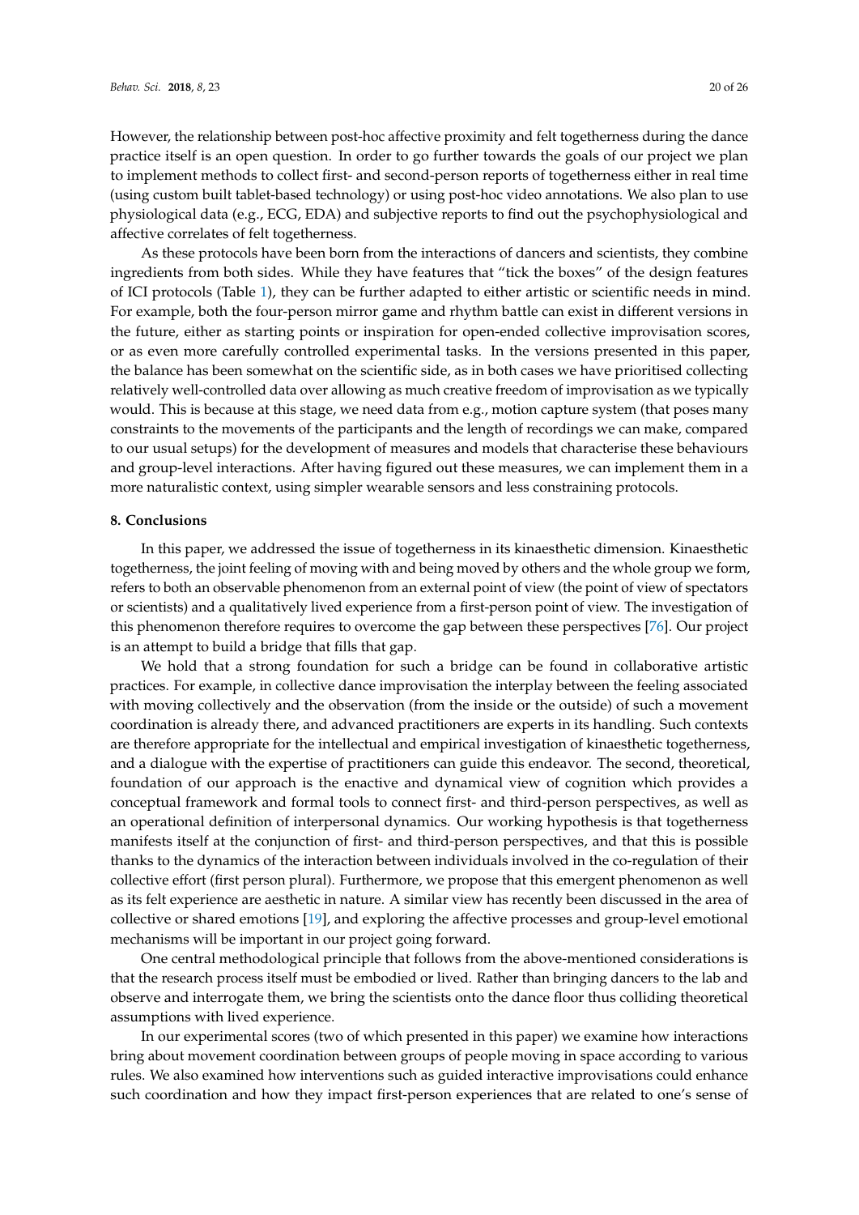However, the relationship between post-hoc affective proximity and felt togetherness during the dance practice itself is an open question. In order to go further towards the goals of our project we plan to implement methods to collect first- and second-person reports of togetherness either in real time (using custom built tablet-based technology) or using post-hoc video annotations. We also plan to use physiological data (e.g., ECG, EDA) and subjective reports to find out the psychophysiological and affective correlates of felt togetherness.

As these protocols have been born from the interactions of dancers and scientists, they combine ingredients from both sides. While they have features that "tick the boxes" of the design features of ICI protocols (Table 1), they can be further adapted to either artistic or scientific needs in mind. For example, both the four-person mirror game and rhythm battle can exist in different versions in the future, either as starting points or inspiration for open-ended collective improvisation scores, or as even more carefully controlled experimental tasks. In the versions presented in this paper, the balance has been somewhat on the scientific side, as in both cases we have prioritised collecting relatively well-controlled data over allowing as much creative freedom of improvisation as we typically would. This is because at this stage, we need data from e.g., motion capture system (that poses many constraints to the movements of the participants and the length of recordings we can make, compared to our usual setups) for the development of measures and models that characterise these behaviours and group-level interactions. After having figured out these measures, we can implement them in a more naturalistic context, using simpler wearable sensors and less constraining protocols.

## 8. Conclusions

In this paper, we addressed the issue of togetherness in its kinaesthetic dimension. Kinaesthetic togetherness, the joint feeling of moving with and being moved by others and the whole group we form, refers to both an observable phenomenon from an external point of view (the point of view of spectators or scientists) and a qualitatively lived experience from a first-person point of view. The investigation of this phenomenon therefore requires to overcome the gap between these perspectives [76]. Our project is an attempt to build a bridge that fills that gap.

We hold that a strong foundation for such a bridge can be found in collaborative artistic practices. For example, in collective dance improvisation the interplay between the feeling associated with moving collectively and the observation (from the inside or the outside) of such a movement coordination is already there, and advanced practitioners are experts in its handling. Such contexts are therefore appropriate for the intellectual and empirical investigation of kinaesthetic togetherness, and a dialogue with the expertise of practitioners can guide this endeavor. The second, theoretical, foundation of our approach is the enactive and dynamical view of cognition which provides a conceptual framework and formal tools to connect first- and third-person perspectives, as well as an operational definition of interpersonal dynamics. Our working hypothesis is that togetherness manifests itself at the conjunction of first- and third-person perspectives, and that this is possible thanks to the dynamics of the interaction between individuals involved in the co-regulation of their collective effort (first person plural). Furthermore, we propose that this emergent phenomenon as well as its felt experience are aesthetic in nature. A similar view has recently been discussed in the area of collective or shared emotions [19], and exploring the affective processes and group-level emotional mechanisms will be important in our project going forward.

One central methodological principle that follows from the above-mentioned considerations is that the research process itself must be embodied or lived. Rather than bringing dancers to the lab and observe and interrogate them, we bring the scientists onto the dance floor thus colliding theoretical assumptions with lived experience.

In our experimental scores (two of which presented in this paper) we examine how interactions bring about movement coordination between groups of people moving in space according to various rules. We also examined how interventions such as guided interactive improvisations could enhance such coordination and how they impact first-person experiences that are related to one's sense of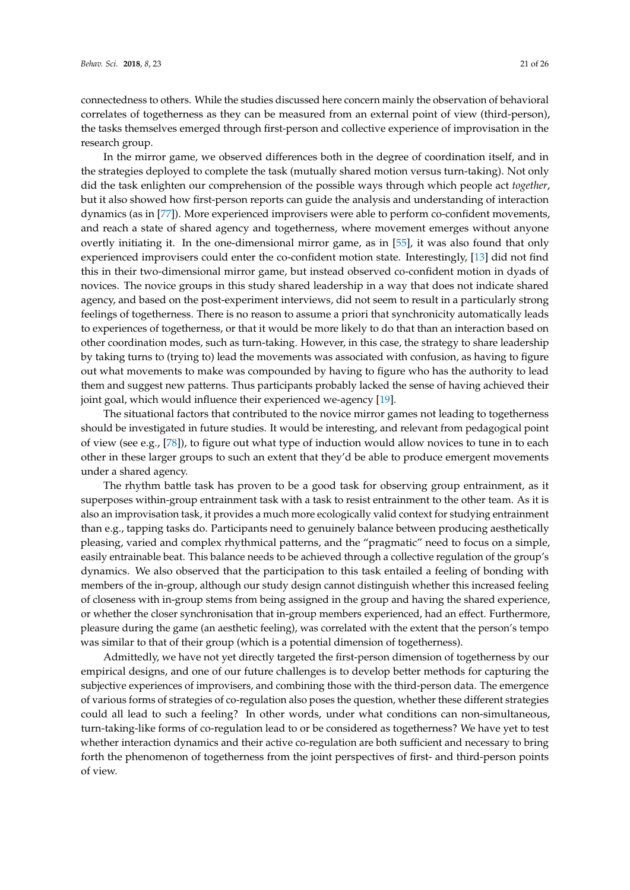connectedness to others. While the studies discussed here concern mainly the observation of behavioral correlates of togetherness as they can be measured from an external point of view (third-person), the tasks themselves emerged through first-person and collective experience of improvisation in the research group.

In the mirror game, we observed differences both in the degree of coordination itself, and in the strategies deployed to complete the task (mutually shared motion versus turn-taking). Not only did the task enlighten our comprehension of the possible ways through which people act *together*, but it also showed how first-person reports can guide the analysis and understanding of interaction dynamics (as in [77]). More experienced improvisers were able to perform co-confident movements, and reach a state of shared agency and togetherness, where movement emerges without anyone overtly initiating it. In the one-dimensional mirror game, as in [55], it was also found that only experienced improvisers could enter the co-confident motion state. Interestingly, [13] did not find this in their two-dimensional mirror game, but instead observed co-confident motion in dyads of novices. The novice groups in this study shared leadership in a way that does not indicate shared agency, and based on the post-experiment interviews, did not seem to result in a particularly strong feelings of togetherness. There is no reason to assume a priori that synchronicity automatically leads to experiences of togetherness, or that it would be more likely to do that than an interaction based on other coordination modes, such as turn-taking. However, in this case, the strategy to share leadership by taking turns to (trying to) lead the movements was associated with confusion, as having to figure out what movements to make was compounded by having to figure who has the authority to lead them and suggest new patterns. Thus participants probably lacked the sense of having achieved their joint goal, which would influence their experienced we-agency [19].

The situational factors that contributed to the novice mirror games not leading to togetherness should be investigated in future studies. It would be interesting, and relevant from pedagogical point of view (see e.g., [78]), to figure out what type of induction would allow novices to tune in to each other in these larger groups to such an extent that they'd be able to produce emergent movements under a shared agency.

The rhythm battle task has proven to be a good task for observing group entrainment, as it superposes within-group entrainment task with a task to resist entrainment to the other team. As it is also an improvisation task, it provides a much more ecologically valid context for studying entrainment than e.g., tapping tasks do. Participants need to genuinely balance between producing aesthetically pleasing, varied and complex rhythmical patterns, and the "pragmatic" need to focus on a simple, easily entrainable beat. This balance needs to be achieved through a collective regulation of the group's dynamics. We also observed that the participation to this task entailed a feeling of bonding with members of the in-group, although our study design cannot distinguish whether this increased feeling of closeness with in-group stems from being assigned in the group and having the shared experience, or whether the closer synchronisation that in-group members experienced, had an effect. Furthermore, pleasure during the game (an aesthetic feeling), was correlated with the extent that the person's tempo was similar to that of their group (which is a potential dimension of togetherness).

Admittedly, we have not yet directly targeted the first-person dimension of togetherness by our empirical designs, and one of our future challenges is to develop better methods for capturing the subjective experiences of improvisers, and combining those with the third-person data. The emergence of various forms of strategies of co-regulation also poses the question, whether these different strategies could all lead to such a feeling? In other words, under what conditions can non-simultaneous, turn-taking-like forms of co-regulation lead to or be considered as togetherness? We have yet to test whether interaction dynamics and their active co-regulation are both sufficient and necessary to bring forth the phenomenon of togetherness from the joint perspectives of first- and third-person points of view.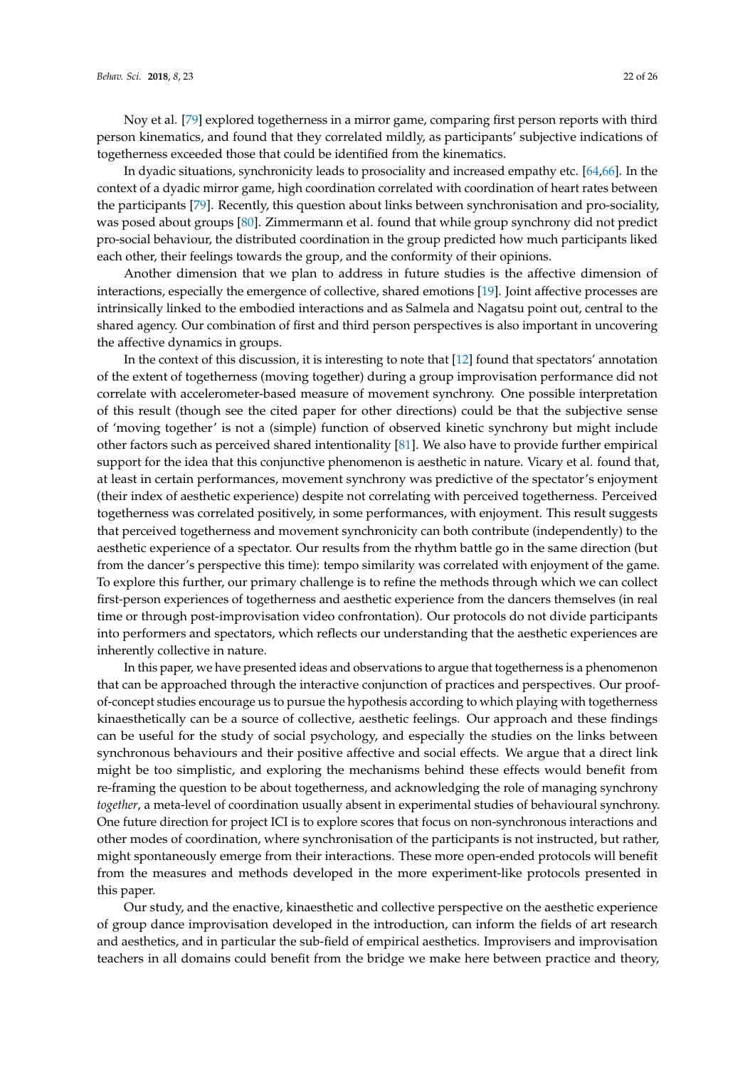Noy et al. [79] explored togetherness in a mirror game, comparing first person reports with third person kinematics, and found that they correlated mildly, as participants' subjective indications of togetherness exceeded those that could be identified from the kinematics.

In dyadic situations, synchronicity leads to prosociality and increased empathy etc. [64,66]. In the context of a dyadic mirror game, high coordination correlated with coordination of heart rates between the participants [79]. Recently, this question about links between synchronisation and pro-sociality, was posed about groups [80]. Zimmermann et al. found that while group synchrony did not predict pro-social behaviour, the distributed coordination in the group predicted how much participants liked each other, their feelings towards the group, and the conformity of their opinions.

Another dimension that we plan to address in future studies is the affective dimension of interactions, especially the emergence of collective, shared emotions [19]. Joint affective processes are intrinsically linked to the embodied interactions and as Salmela and Nagatsu point out, central to the shared agency. Our combination of first and third person perspectives is also important in uncovering the affective dynamics in groups.

In the context of this discussion, it is interesting to note that [12] found that spectators' annotation of the extent of togetherness (moving together) during a group improvisation performance did not correlate with accelerometer-based measure of movement synchrony. One possible interpretation of this result (though see the cited paper for other directions) could be that the subjective sense of 'moving together' is not a (simple) function of observed kinetic synchrony but might include other factors such as perceived shared intentionality [81]. We also have to provide further empirical support for the idea that this conjunctive phenomenon is aesthetic in nature. Vicary et al. found that, at least in certain performances, movement synchrony was predictive of the spectator's enjoyment (their index of aesthetic experience) despite not correlating with perceived togetherness. Perceived togetherness was correlated positively, in some performances, with enjoyment. This result suggests that perceived togetherness and movement synchronicity can both contribute (independently) to the aesthetic experience of a spectator. Our results from the rhythm battle go in the same direction (but from the dancer's perspective this time): tempo similarity was correlated with enjoyment of the game. To explore this further, our primary challenge is to refine the methods through which we can collect first-person experiences of togetherness and aesthetic experience from the dancers themselves (in real time or through post-improvisation video confrontation). Our protocols do not divide participants into performers and spectators, which reflects our understanding that the aesthetic experiences are inherently collective in nature.

In this paper, we have presented ideas and observations to argue that togetherness is a phenomenon that can be approached through the interactive conjunction of practices and perspectives. Our proof-of-concept studies encourage us to pursue the hypothesis according to which playing with togetherness kinaesthetically can be a source of collective, aesthetic feelings. Our approach and these findings can be useful for the study of social psychology, and especially the studies on the links between synchronous behaviours and their positive affective and social effects. We argue that a direct link might be too simplistic, and exploring the mechanisms behind these effects would benefit from re-framing the question to be about togetherness, and acknowledging the role of managing synchrony *together*, a meta-level of coordination usually absent in experimental studies of behavioural synchrony. One future direction for project ICI is to explore scores that focus on non-synchronous interactions and other modes of coordination, where synchronisation of the participants is not instructed, but rather, might spontaneously emerge from their interactions. These more open-ended protocols will benefit from the measures and methods developed in the more experiment-like protocols presented in this paper.

Our study, and the enactive, kinaesthetic and collective perspective on the aesthetic experience of group dance improvisation developed in the introduction, can inform the fields of art research and aesthetics, and in particular the sub-field of empirical aesthetics. Improvisers and improvisation teachers in all domains could benefit from the bridge we make here between practice and theory,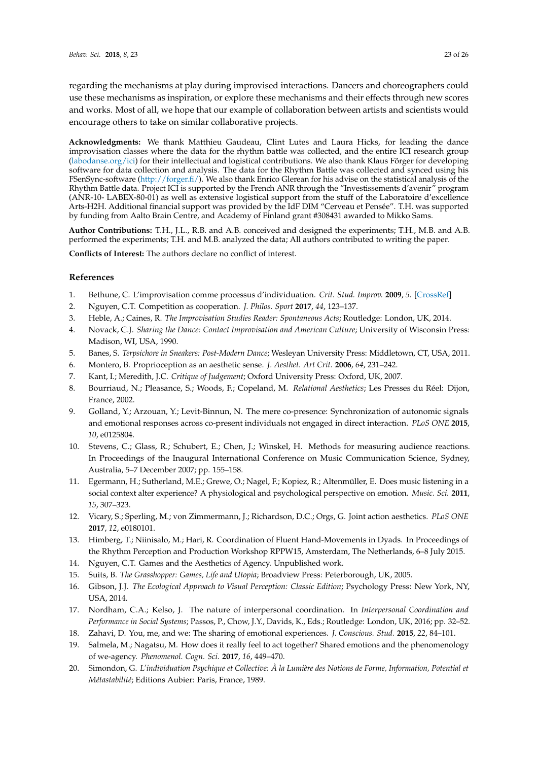regarding the mechanisms at play during improvised interactions. Dancers and choreographers could use these mechanisms as inspiration, or explore these mechanisms and their effects through new scores and works. Most of all, we hope that our example of collaboration between artists and scientists would encourage others to take on similar collaborative projects.

**Acknowledgments:** We thank Matthieu Gaudeau, Clint Lutes and Laura Hicks, for leading the dance improvisation classes where the data for the rhythm battle was collected, and the entire ICI research group (labodanse.org/ici) for their intellectual and logistical contributions. We also thank Klaus Förger for developing software for data collection and analysis. The data for the Rhythm Battle was collected and synced using his FSenSync-software (http://forger.fi/). We also thank Enrico Glerean for his advise on the statistical analysis of the Rhythm Battle data. Project ICI is supported by the French ANR through the "Investissements d'avenir" program (ANR-10- LABEX-80-01) as well as extensive logistical support from the stuff of the Laboratoire d'excellence Arts-H2H. Additional financial support was provided by the IdF DIM "Cerveau et Pensée". T.H. was supported by funding from Aalto Brain Centre, and Academy of Finland grant #308431 awarded to Mikko Sams.

**Author Contributions:** T.H., J.L., R.B. and A.B. conceived and designed the experiments; T.H., M.B. and A.B. performed the experiments; T.H. and M.B. analyzed the data; All authors contributed to writing the paper.

**Conflicts of Interest:** The authors declare no conflict of interest.

## References

1. Bethune, C. L'improvisation comme processus d'individuation. *Crit. Stud. Improv.* **2009**, *5*. [CrossRef]
2. Nguyen, C.T. Competition as cooperation. *J. Philos. Sport* **2017**, *44*, 123–137.
3. Heble, A.; Caines, R. *The Improvisation Studies Reader: Spontaneous Acts*; Routledge: London, UK, 2014.
4. Novack, C.J. *Sharing the Dance: Contact Improvisation and American Culture*; University of Wisconsin Press: Madison, WI, USA, 1990.
5. Banes, S. *Terpsichore in Sneakers: Post-Modern Dance*; Wesleyan University Press: Middletown, CT, USA, 2011.
6. Montero, B. Proprioception as an aesthetic sense. *J. Aesthet. Art Crit.* **2006**, *64*, 231–242.
7. Kant, I.; Meredith, J.C. *Critique of Judgement*; Oxford University Press: Oxford, UK, 2007.
8. Bourriaud, N.; Pleasance, S.; Woods, F.; Copeland, M. *Relational Aesthetics*; Les Presses du Réel: Dijon, France, 2002.
9. Golland, Y.; Arzouan, Y.; Levit-Binnun, N. The mere co-presence: Synchronization of autonomic signals and emotional responses across co-present individuals not engaged in direct interaction. *PLoS ONE* **2015**, *10*, e0125804.
10. Stevens, C.; Glass, R.; Schubert, E.; Chen, J.; Winskel, H. Methods for measuring audience reactions. In Proceedings of the Inaugural International Conference on Music Communication Science, Sydney, Australia, 5–7 December 2007; pp. 155–158.
11. Egermann, H.; Sutherland, M.E.; Grewe, O.; Nagel, F.; Kopiez, R.; Altenmüller, E. Does music listening in a social context alter experience? A physiological and psychological perspective on emotion. *Music. Sci.* **2011**, *15*, 307–323.
12. Vicary, S.; Sperling, M.; von Zimmermann, J.; Richardson, D.C.; Orgs, G. Joint action aesthetics. *PLoS ONE* **2017**, *12*, e0180101.
13. Himberg, T.; Niinisalo, M.; Hari, R. Coordination of Fluent Hand-Movements in Dyads. In Proceedings of the Rhythm Perception and Production Workshop RPPW15, Amsterdam, The Netherlands, 6–8 July 2015.
14. Nguyen, C.T. Games and the Aesthetics of Agency. Unpublished work.
15. Suits, B. *The Grasshopper: Games, Life and Utopia*; Broadview Press: Peterborough, UK, 2005.
16. Gibson, J.J. *The Ecological Approach to Visual Perception: Classic Edition*; Psychology Press: New York, NY, USA, 2014.
17. Nordham, C.A.; Kelso, J. The nature of interpersonal coordination. In *Interpersonal Coordination and Performance in Social Systems*; Passos, P., Chow, J.Y., Davids, K., Eds.; Routledge: London, UK, 2016; pp. 32–52.
18. Zahavi, D. You, me, and we: The sharing of emotional experiences. *J. Conscious. Stud.* **2015**, *22*, 84–101.
19. Salmela, M.; Nagatsu, M. How does it really feel to act together? Shared emotions and the phenomenology of we-agency. *Phenomenol. Cogn. Sci.* **2017**, *16*, 449–470.
20. Simondon, G. *L'individuation Psychique et Collective: À la Lumière des Notions de Forme, Information, Potential et Métastabilité*; Editions Aubier: Paris, France, 1989.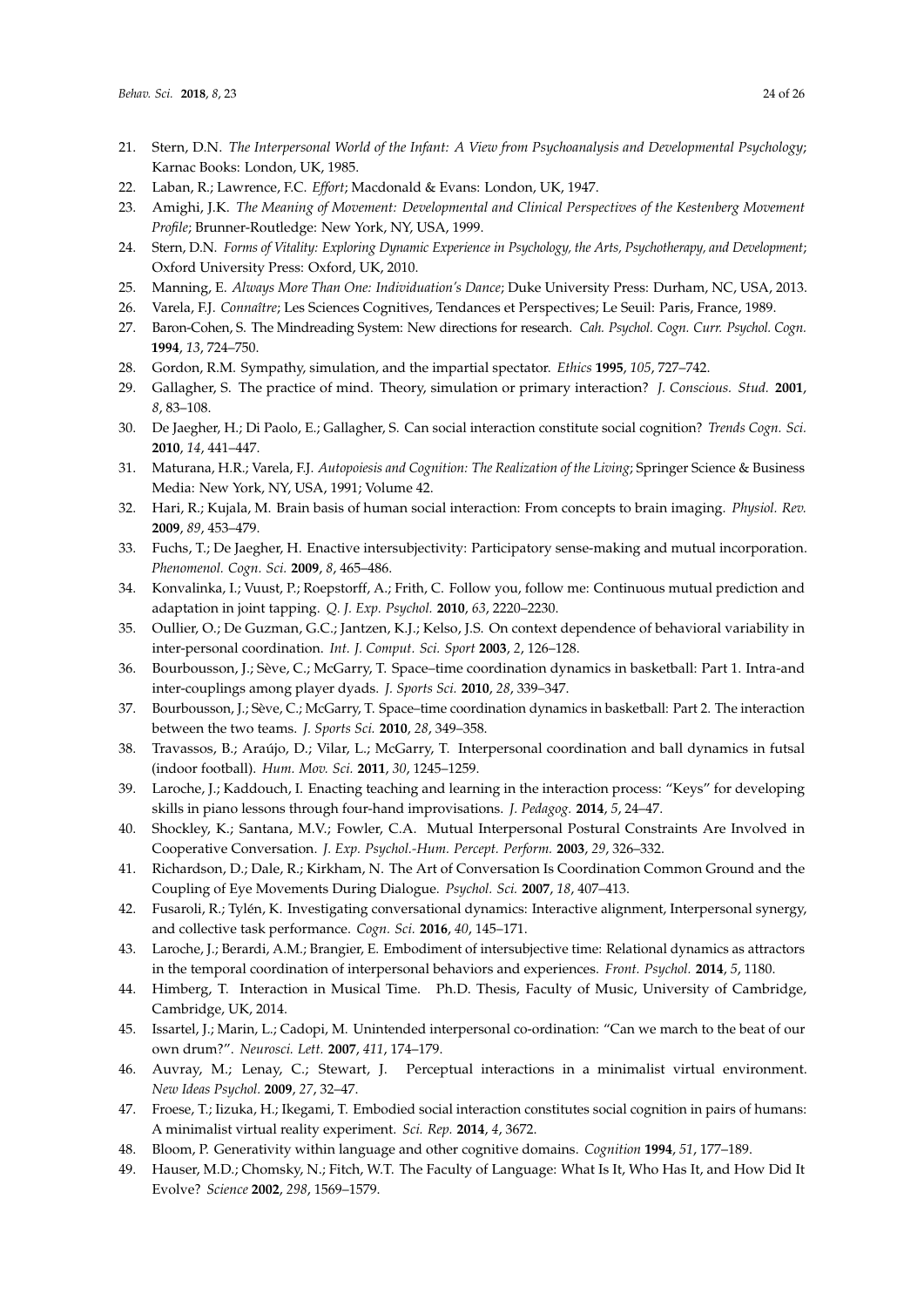21. Stern, D.N. *The Interpersonal World of the Infant: A View from Psychoanalysis and Developmental Psychology*; Karnac Books: London, UK, 1985.
22. Laban, R.; Lawrence, F.C. *Effort*; Macdonald & Evans: London, UK, 1947.
23. Amighi, J.K. *The Meaning of Movement: Developmental and Clinical Perspectives of the Kestenberg Movement Profile*; Brunner-Routledge: New York, NY, USA, 1999.
24. Stern, D.N. *Forms of Vitality: Exploring Dynamic Experience in Psychology, the Arts, Psychotherapy, and Development*; Oxford University Press: Oxford, UK, 2010.
25. Manning, E. *Always More Than One: Individuation's Dance*; Duke University Press: Durham, NC, USA, 2013.
26. Varela, F.J. *Connaître*; Les Sciences Cognitives, Tendances et Perspectives; Le Seuil: Paris, France, 1989.
27. Baron-Cohen, S. The Mindreading System: New directions for research. *Cah. Psychol. Cogn. Curr. Psychol. Cogn.* **1994**, *13*, 724–750.
28. Gordon, R.M. Sympathy, simulation, and the impartial spectator. *Ethics* **1995**, *105*, 727–742.
29. Gallagher, S. The practice of mind. Theory, simulation or primary interaction? *J. Conscious. Stud.* **2001**, *8*, 83–108.
30. De Jaegher, H.; Di Paolo, E.; Gallagher, S. Can social interaction constitute social cognition? *Trends Cogn. Sci.* **2010**, *14*, 441–447.
31. Maturana, H.R.; Varela, F.J. *Autopoiesis and Cognition: The Realization of the Living*; Springer Science & Business Media: New York, NY, USA, 1991; Volume 42.
32. Hari, R.; Kujala, M. Brain basis of human social interaction: From concepts to brain imaging. *Physiol. Rev.* **2009**, *89*, 453–479.
33. Fuchs, T.; De Jaegher, H. Enactive intersubjectivity: Participatory sense-making and mutual incorporation. *Phenomenol. Cogn. Sci.* **2009**, *8*, 465–486.
34. Konvalinka, I.; Vuust, P.; Roepstorff, A.; Frith, C. Follow you, follow me: Continuous mutual prediction and adaptation in joint tapping. *Q. J. Exp. Psychol.* **2010**, *63*, 2220–2230.
35. Oullier, O.; De Guzman, G.C.; Jantzen, K.J.; Kelso, J.S. On context dependence of behavioral variability in inter-personal coordination. *Int. J. Comput. Sci. Sport* **2003**, *2*, 126–128.
36. Bourbousson, J.; Sève, C.; McGarry, T. Space–time coordination dynamics in basketball: Part 1. Intra-and inter-couplings among player dyads. *J. Sports Sci.* **2010**, *28*, 339–347.
37. Bourbousson, J.; Sève, C.; McGarry, T. Space–time coordination dynamics in basketball: Part 2. The interaction between the two teams. *J. Sports Sci.* **2010**, *28*, 349–358.
38. Travassos, B.; Araújo, D.; Vilar, L.; McGarry, T. Interpersonal coordination and ball dynamics in futsal (indoor football). *Hum. Mov. Sci.* **2011**, *30*, 1245–1259.
39. Laroche, J.; Kaddouch, I. Enacting teaching and learning in the interaction process: "Keys" for developing skills in piano lessons through four-hand improvisations. *J. Pedagog.* **2014**, *5*, 24–47.
40. Shockley, K.; Santana, M.V.; Fowler, C.A. Mutual Interpersonal Postural Constraints Are Involved in Cooperative Conversation. *J. Exp. Psychol.-Hum. Percept. Perform.* **2003**, *29*, 326–332.
41. Richardson, D.; Dale, R.; Kirkham, N. The Art of Conversation Is Coordination Common Ground and the Coupling of Eye Movements During Dialogue. *Psychol. Sci.* **2007**, *18*, 407–413.
42. Fusaroli, R.; Tylén, K. Investigating conversational dynamics: Interactive alignment, Interpersonal synergy, and collective task performance. *Cogn. Sci.* **2016**, *40*, 145–171.
43. Laroche, J.; Berardi, A.M.; Brangier, E. Embodiment of intersubjective time: Relational dynamics as attractors in the temporal coordination of interpersonal behaviors and experiences. *Front. Psychol.* **2014**, *5*, 1180.
44. Himberg, T. Interaction in Musical Time. Ph.D. Thesis, Faculty of Music, University of Cambridge, Cambridge, UK, 2014.
45. Issartel, J.; Marin, L.; Cadopi, M. Unintended interpersonal co-ordination: "Can we march to the beat of our own drum?". *Neurosci. Lett.* **2007**, *411*, 174–179.
46. Auvray, M.; Lenay, C.; Stewart, J. Perceptual interactions in a minimalist virtual environment. *New Ideas Psychol.* **2009**, *27*, 32–47.
47. Froese, T.; Iizuka, H.; Ikegami, T. Embodied social interaction constitutes social cognition in pairs of humans: A minimalist virtual reality experiment. *Sci. Rep.* **2014**, *4*, 3672.
48. Bloom, P. Generativity within language and other cognitive domains. *Cognition* **1994**, *51*, 177–189.
49. Hauser, M.D.; Chomsky, N.; Fitch, W.T. The Faculty of Language: What Is It, Who Has It, and How Did It Evolve? *Science* **2002**, *298*, 1569–1579.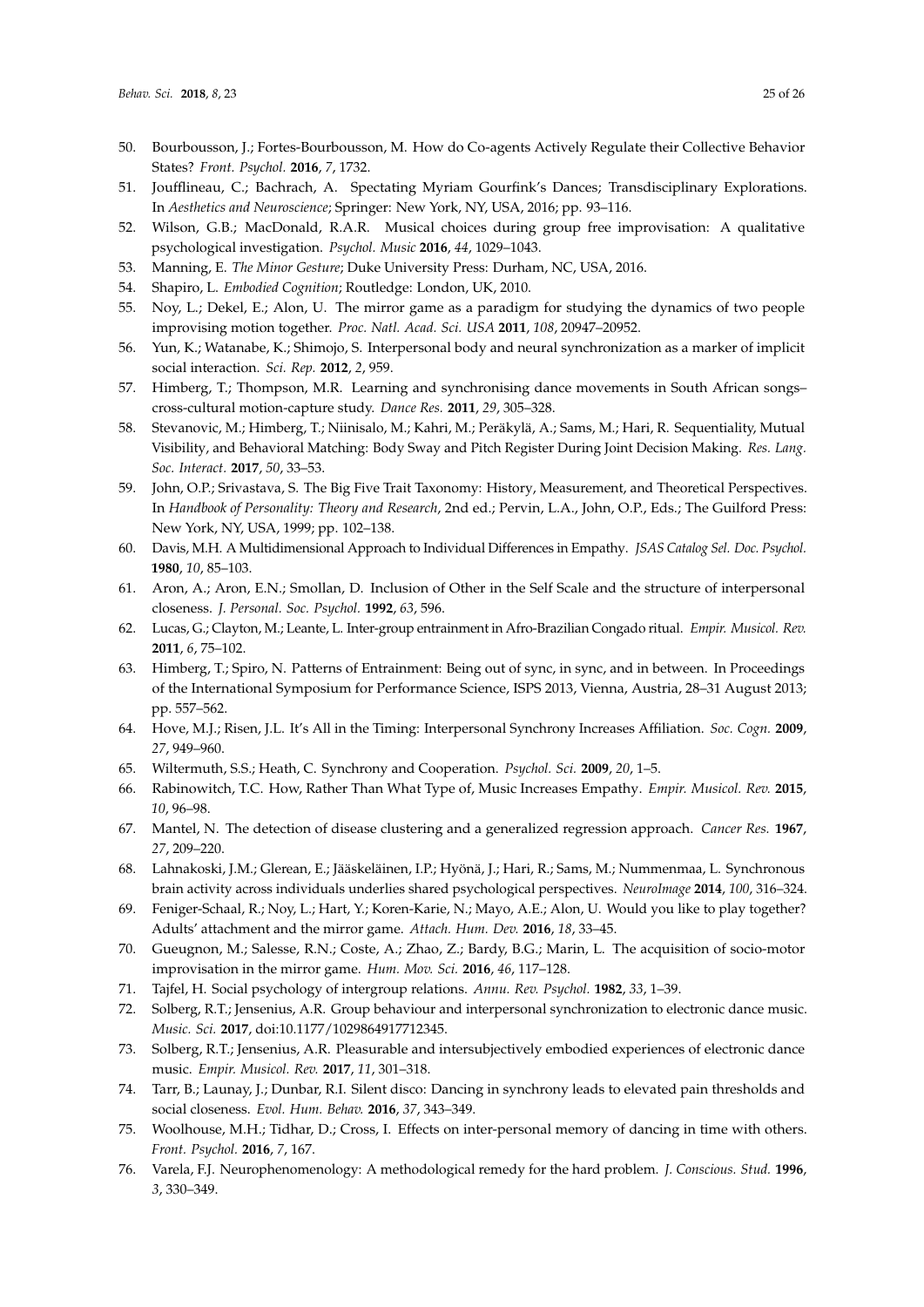50. Bourbousson, J.; Fortes-Bourbousson, M. How do Co-agents Actively Regulate their Collective Behavior States? *Front. Psychol.* **2016**, *7*, 1732.
51. Joufflineau, C.; Bachrach, A. Spectating Myriam Gourfink's Dances; Transdisciplinary Explorations. In *Aesthetics and Neuroscience*; Springer: New York, NY, USA, 2016; pp. 93–116.
52. Wilson, G.B.; MacDonald, R.A.R. Musical choices during group free improvisation: A qualitative psychological investigation. *Psychol. Music* **2016**, *44*, 1029–1043.
53. Manning, E. *The Minor Gesture*; Duke University Press: Durham, NC, USA, 2016.
54. Shapiro, L. *Embodied Cognition*; Routledge: London, UK, 2010.
55. Noy, L.; Dekel, E.; Alon, U. The mirror game as a paradigm for studying the dynamics of two people improvising motion together. *Proc. Natl. Acad. Sci. USA* **2011**, *108*, 20947–20952.
56. Yun, K.; Watanabe, K.; Shimojo, S. Interpersonal body and neural synchronization as a marker of implicit social interaction. *Sci. Rep.* **2012**, *2*, 959.
57. Himberg, T.; Thompson, M.R. Learning and synchronising dance movements in South African songs–cross-cultural motion-capture study. *Dance Res.* **2011**, *29*, 305–328.
58. Stevanovic, M.; Himberg, T.; Niinisalo, M.; Kahri, M.; Peräkylä, A.; Sams, M.; Hari, R. Sequentiality, Mutual Visibility, and Behavioral Matching: Body Sway and Pitch Register During Joint Decision Making. *Res. Lang. Soc. Interact.* **2017**, *50*, 33–53.
59. John, O.P.; Srivastava, S. The Big Five Trait Taxonomy: History, Measurement, and Theoretical Perspectives. In *Handbook of Personality: Theory and Research*, 2nd ed.; Pervin, L.A., John, O.P., Eds.; The Guilford Press: New York, NY, USA, 1999; pp. 102–138.
60. Davis, M.H. A Multidimensional Approach to Individual Differences in Empathy. *JSAS Catalog Sel. Doc. Psychol.* **1980**, *10*, 85–103.
61. Aron, A.; Aron, E.N.; Smollan, D. Inclusion of Other in the Self Scale and the structure of interpersonal closeness. *J. Personal. Soc. Psychol.* **1992**, *63*, 596.
62. Lucas, G.; Clayton, M.; Leante, L. Inter-group entrainment in Afro-Brazilian Congado ritual. *Empir. Musicol. Rev.* **2011**, *6*, 75–102.
63. Himberg, T.; Spiro, N. Patterns of Entrainment: Being out of sync, in sync, and in between. In Proceedings of the International Symposium for Performance Science, ISPS 2013, Vienna, Austria, 28–31 August 2013; pp. 557–562.
64. Hove, M.J.; Risen, J.L. It's All in the Timing: Interpersonal Synchrony Increases Affiliation. *Soc. Cogn.* **2009**, *27*, 949–960.
65. Wiltermuth, S.S.; Heath, C. Synchrony and Cooperation. *Psychol. Sci.* **2009**, *20*, 1–5.
66. Rabinowitch, T.C. How, Rather Than What Type of, Music Increases Empathy. *Empir. Musicol. Rev.* **2015**, *10*, 96–98.
67. Mantel, N. The detection of disease clustering and a generalized regression approach. *Cancer Res.* **1967**, *27*, 209–220.
68. Lahnakoski, J.M.; Glerean, E.; Jääskeläinen, I.P.; Hyönä, J.; Hari, R.; Sams, M.; Nummenmaa, L. Synchronous brain activity across individuals underlies shared psychological perspectives. *NeuroImage* **2014**, *100*, 316–324.
69. Feniger-Schaal, R.; Noy, L.; Hart, Y.; Koren-Karie, N.; Mayo, A.E.; Alon, U. Would you like to play together? Adults' attachment and the mirror game. *Attach. Hum. Dev.* **2016**, *18*, 33–45.
70. Gueugnon, M.; Salesse, R.N.; Coste, A.; Zhao, Z.; Bardy, B.G.; Marin, L. The acquisition of socio-motor improvisation in the mirror game. *Hum. Mov. Sci.* **2016**, *46*, 117–128.
71. Tajfel, H. Social psychology of intergroup relations. *Annu. Rev. Psychol.* **1982**, *33*, 1–39.
72. Solberg, R.T.; Jensenius, A.R. Group behaviour and interpersonal synchronization to electronic dance music. *Music. Sci.* **2017**, doi:10.1177/1029864917712345.
73. Solberg, R.T.; Jensenius, A.R. Pleasurable and intersubjectively embodied experiences of electronic dance music. *Empir. Musicol. Rev.* **2017**, *11*, 301–318.
74. Tarr, B.; Launay, J.; Dunbar, R.I. Silent disco: Dancing in synchrony leads to elevated pain thresholds and social closeness. *Evol. Hum. Behav.* **2016**, *37*, 343–349.
75. Woolhouse, M.H.; Tidhar, D.; Cross, I. Effects on inter-personal memory of dancing in time with others. *Front. Psychol.* **2016**, *7*, 167.
76. Varela, F.J. Neurophenomenology: A methodological remedy for the hard problem. *J. Conscious. Stud.* **1996**, *3*, 330–349.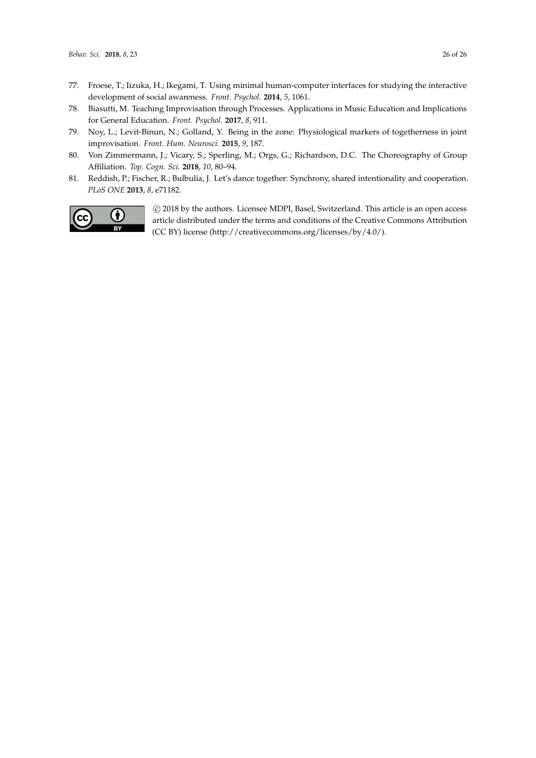77. Froese, T.; Iizuka, H.; Ikegami, T. Using minimal human-computer interfaces for studying the interactive development of social awareness. *Front. Psychol.* **2014**, *5*, 1061.
78. Biasutti, M. Teaching Improvisation through Processes. Applications in Music Education and Implications for General Education. *Front. Psychol.* **2017**, *8*, 911.
79. Noy, L.; Levit-Binun, N.; Golland, Y. Being in the zone: Physiological markers of togetherness in joint improvisation. *Front. Hum. Neurosci.* **2015**, *9*, 187.
80. Von Zimmermann, J.; Vicary, S.; Sperling, M.; Orgs, G.; Richardson, D.C. The Choreography of Group Affiliation. *Top. Cogn. Sci.* **2018**, *10*, 80–94.
81. Reddish, P.; Fischer, R.; Bulbulia, J. Let's dance together: Synchrony, shared intentionality and cooperation. *PLoS ONE* **2013**, *8*, e71182.

© 2018 by the authors. Licensee MDPI, Basel, Switzerland. This article is an open access article distributed under the terms and conditions of the Creative Commons Attribution (CC BY) license (http://creativecommons.org/licenses/by/4.0/).